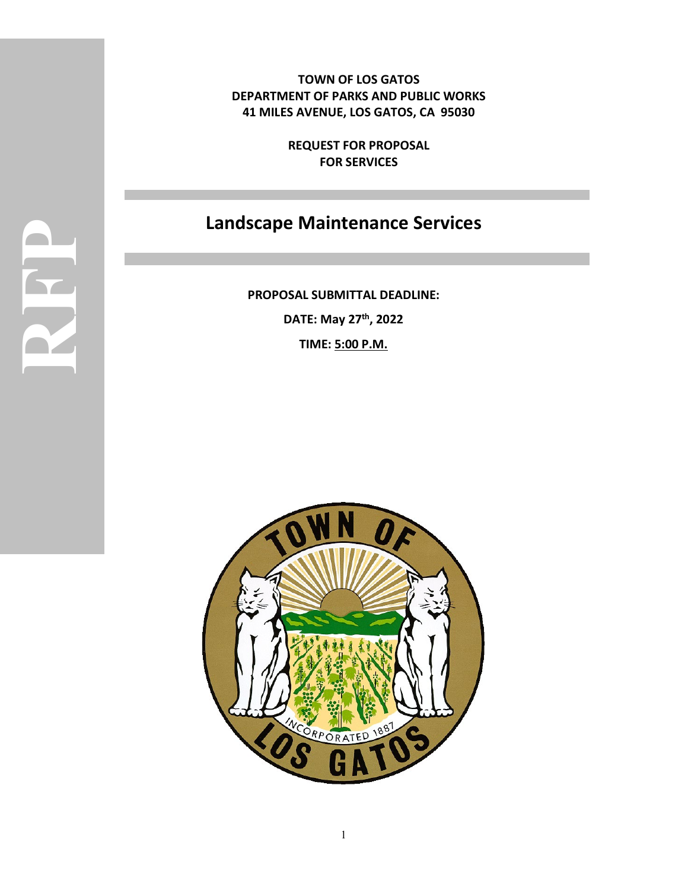RFP

**TOWN OF LOS GATOS**
**DEPARTMENT OF PARKS AND PUBLIC WORKS**
**41 MILES AVENUE, LOS GATOS, CA 95030**

**REQUEST FOR PROPOSAL**
**FOR SERVICES**

# Landscape Maintenance Services

**PROPOSAL SUBMITTAL DEADLINE:**

**DATE: May 27th, 2022**

**TIME: 5:00 P.M.**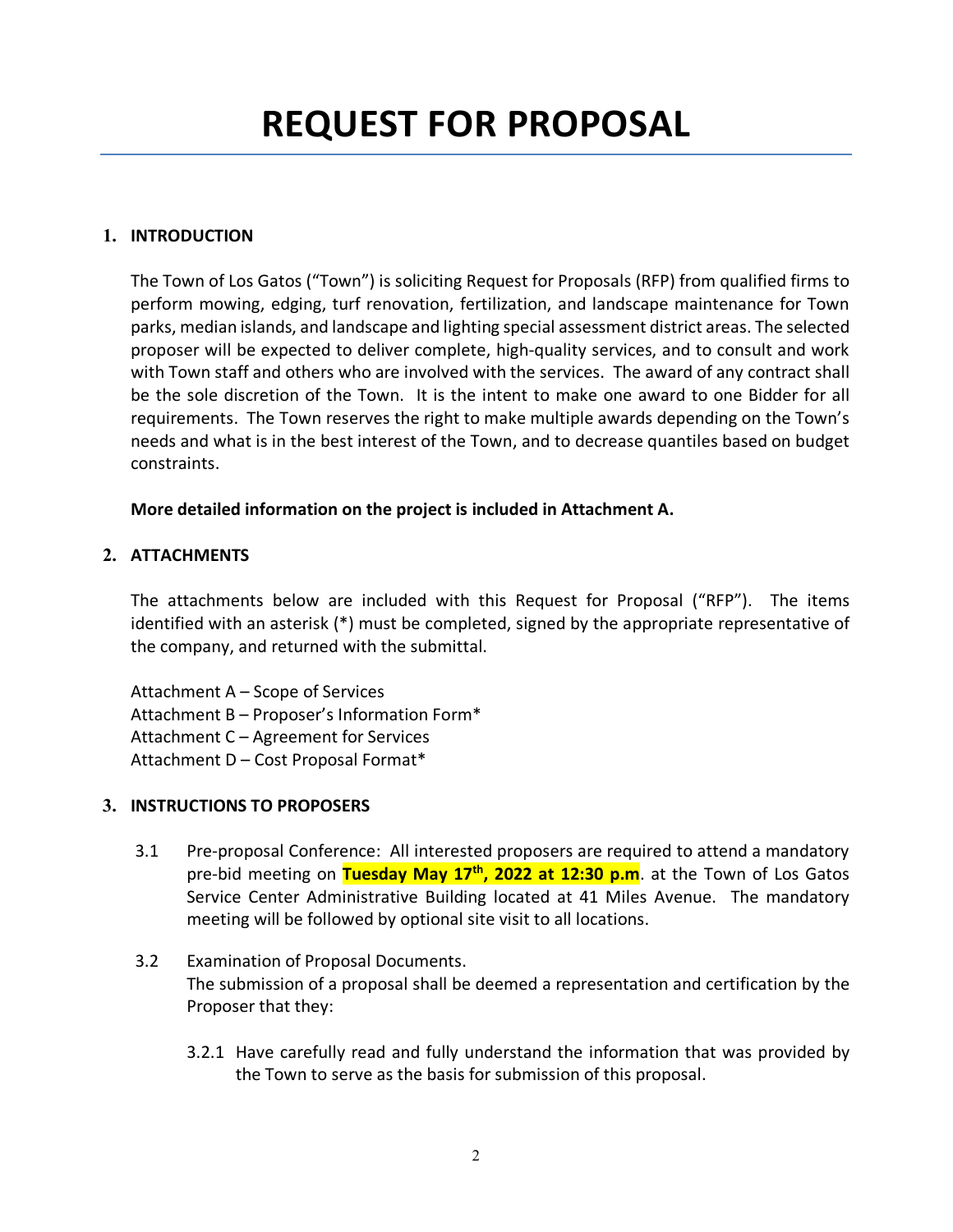# REQUEST FOR PROPOSAL

## 1. INTRODUCTION

The Town of Los Gatos ("Town") is soliciting Request for Proposals (RFP) from qualified firms to perform mowing, edging, turf renovation, fertilization, and landscape maintenance for Town parks, median islands, and landscape and lighting special assessment district areas. The selected proposer will be expected to deliver complete, high-quality services, and to consult and work with Town staff and others who are involved with the services. The award of any contract shall be the sole discretion of the Town. It is the intent to make one award to one Bidder for all requirements. The Town reserves the right to make multiple awards depending on the Town's needs and what is in the best interest of the Town, and to decrease quantiles based on budget constraints.

**More detailed information on the project is included in Attachment A.**

## 2. ATTACHMENTS

The attachments below are included with this Request for Proposal ("RFP"). The items identified with an asterisk (*) must be completed, signed by the appropriate representative of the company, and returned with the submittal.

Attachment A – Scope of Services
Attachment B – Proposer's Information Form*
Attachment C – Agreement for Services
Attachment D – Cost Proposal Format*

## 3. INSTRUCTIONS TO PROPOSERS

3.1 Pre-proposal Conference: All interested proposers are required to attend a mandatory pre-bid meeting on **Tuesday May 17th, 2022 at 12:30 p.m**. at the Town of Los Gatos Service Center Administrative Building located at 41 Miles Avenue. The mandatory meeting will be followed by optional site visit to all locations.

3.2 Examination of Proposal Documents.
The submission of a proposal shall be deemed a representation and certification by the Proposer that they:

3.2.1 Have carefully read and fully understand the information that was provided by the Town to serve as the basis for submission of this proposal.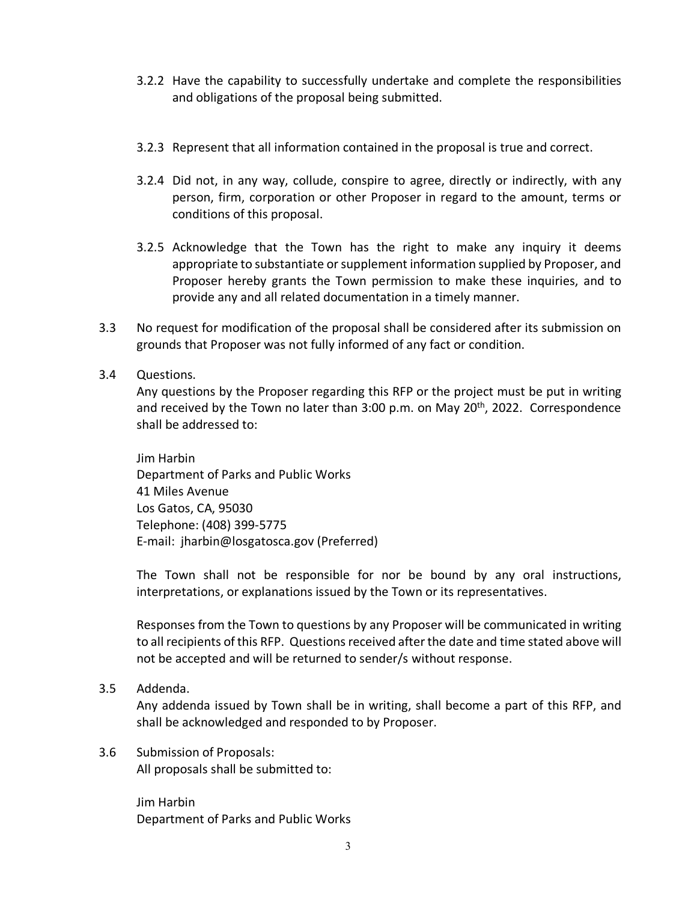3.2.2 Have the capability to successfully undertake and complete the responsibilities and obligations of the proposal being submitted.

3.2.3 Represent that all information contained in the proposal is true and correct.

3.2.4 Did not, in any way, collude, conspire to agree, directly or indirectly, with any person, firm, corporation or other Proposer in regard to the amount, terms or conditions of this proposal.

3.2.5 Acknowledge that the Town has the right to make any inquiry it deems appropriate to substantiate or supplement information supplied by Proposer, and Proposer hereby grants the Town permission to make these inquiries, and to provide any and all related documentation in a timely manner.

3.3 No request for modification of the proposal shall be considered after its submission on grounds that Proposer was not fully informed of any fact or condition.

3.4 Questions.
Any questions by the Proposer regarding this RFP or the project must be put in writing and received by the Town no later than 3:00 p.m. on May 20th, 2022. Correspondence shall be addressed to:

Jim Harbin
Department of Parks and Public Works
41 Miles Avenue
Los Gatos, CA, 95030
Telephone: (408) 399-5775
E-mail: jharbin@losgatosca.gov (Preferred)

The Town shall not be responsible for nor be bound by any oral instructions, interpretations, or explanations issued by the Town or its representatives.

Responses from the Town to questions by any Proposer will be communicated in writing to all recipients of this RFP. Questions received after the date and time stated above will not be accepted and will be returned to sender/s without response.

3.5 Addenda.
Any addenda issued by Town shall be in writing, shall become a part of this RFP, and shall be acknowledged and responded to by Proposer.

3.6 Submission of Proposals:
All proposals shall be submitted to:

Jim Harbin
Department of Parks and Public Works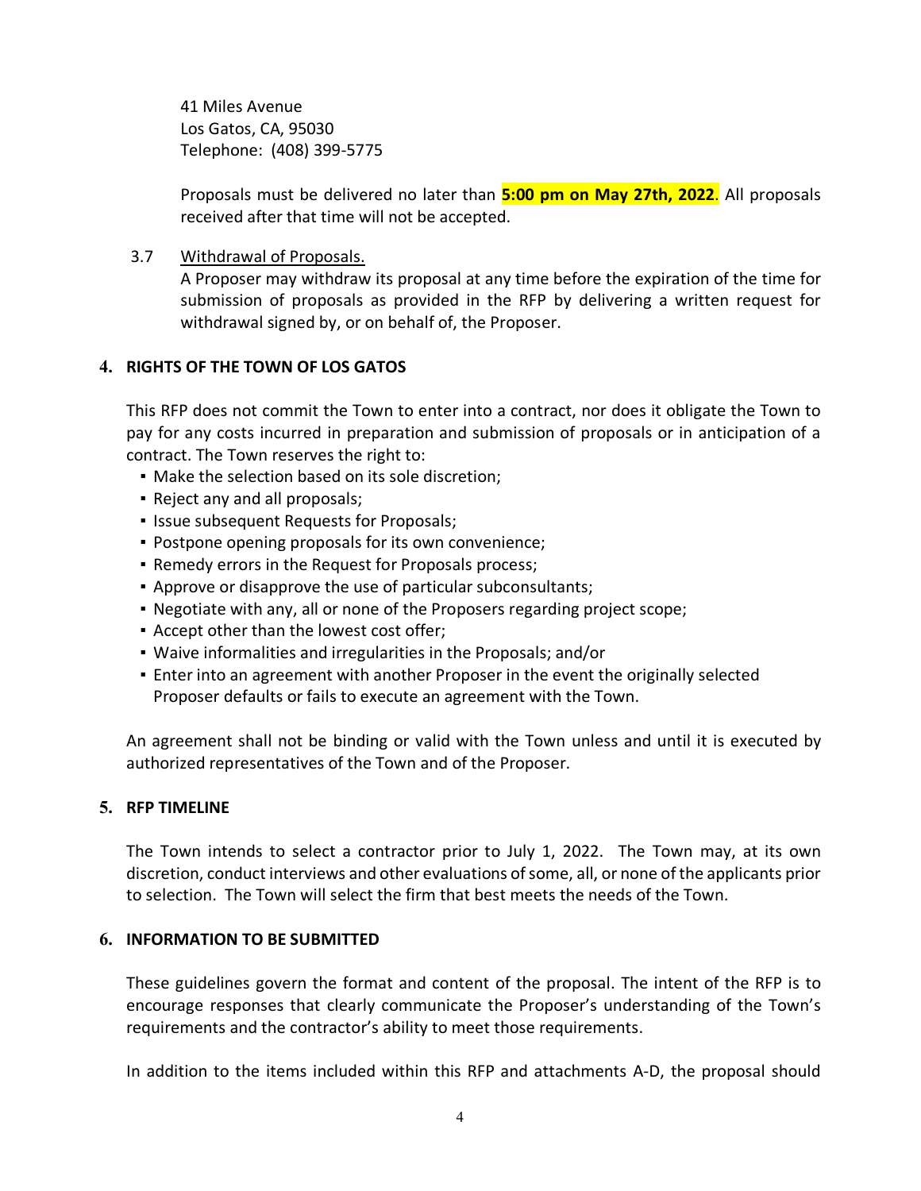41 Miles Avenue
Los Gatos, CA, 95030
Telephone: (408) 399-5775

Proposals must be delivered no later than **5:00 pm on May 27th, 2022**. All proposals received after that time will not be accepted.

3.7 Withdrawal of Proposals.

A Proposer may withdraw its proposal at any time before the expiration of the time for submission of proposals as provided in the RFP by delivering a written request for withdrawal signed by, or on behalf of, the Proposer.

## 4. RIGHTS OF THE TOWN OF LOS GATOS

This RFP does not commit the Town to enter into a contract, nor does it obligate the Town to pay for any costs incurred in preparation and submission of proposals or in anticipation of a contract. The Town reserves the right to:

- Make the selection based on its sole discretion;
- Reject any and all proposals;
- Issue subsequent Requests for Proposals;
- Postpone opening proposals for its own convenience;
- Remedy errors in the Request for Proposals process;
- Approve or disapprove the use of particular subconsultants;
- Negotiate with any, all or none of the Proposers regarding project scope;
- Accept other than the lowest cost offer;
- Waive informalities and irregularities in the Proposals; and/or
- Enter into an agreement with another Proposer in the event the originally selected Proposer defaults or fails to execute an agreement with the Town.

An agreement shall not be binding or valid with the Town unless and until it is executed by authorized representatives of the Town and of the Proposer.

## 5. RFP TIMELINE

The Town intends to select a contractor prior to July 1, 2022. The Town may, at its own discretion, conduct interviews and other evaluations of some, all, or none of the applicants prior to selection. The Town will select the firm that best meets the needs of the Town.

## 6. INFORMATION TO BE SUBMITTED

These guidelines govern the format and content of the proposal. The intent of the RFP is to encourage responses that clearly communicate the Proposer's understanding of the Town's requirements and the contractor's ability to meet those requirements.

In addition to the items included within this RFP and attachments A-D, the proposal should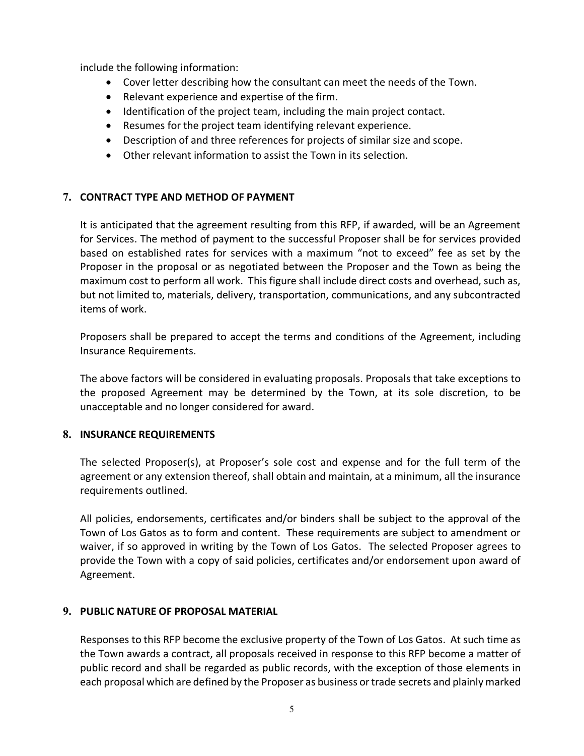include the following information:

- Cover letter describing how the consultant can meet the needs of the Town.
- Relevant experience and expertise of the firm.
- Identification of the project team, including the main project contact.
- Resumes for the project team identifying relevant experience.
- Description of and three references for projects of similar size and scope.
- Other relevant information to assist the Town in its selection.

## 7. CONTRACT TYPE AND METHOD OF PAYMENT

It is anticipated that the agreement resulting from this RFP, if awarded, will be an Agreement for Services. The method of payment to the successful Proposer shall be for services provided based on established rates for services with a maximum "not to exceed" fee as set by the Proposer in the proposal or as negotiated between the Proposer and the Town as being the maximum cost to perform all work. This figure shall include direct costs and overhead, such as, but not limited to, materials, delivery, transportation, communications, and any subcontracted items of work.

Proposers shall be prepared to accept the terms and conditions of the Agreement, including Insurance Requirements.

The above factors will be considered in evaluating proposals. Proposals that take exceptions to the proposed Agreement may be determined by the Town, at its sole discretion, to be unacceptable and no longer considered for award.

## 8. INSURANCE REQUIREMENTS

The selected Proposer(s), at Proposer's sole cost and expense and for the full term of the agreement or any extension thereof, shall obtain and maintain, at a minimum, all the insurance requirements outlined.

All policies, endorsements, certificates and/or binders shall be subject to the approval of the Town of Los Gatos as to form and content. These requirements are subject to amendment or waiver, if so approved in writing by the Town of Los Gatos. The selected Proposer agrees to provide the Town with a copy of said policies, certificates and/or endorsement upon award of Agreement.

## 9. PUBLIC NATURE OF PROPOSAL MATERIAL

Responses to this RFP become the exclusive property of the Town of Los Gatos. At such time as the Town awards a contract, all proposals received in response to this RFP become a matter of public record and shall be regarded as public records, with the exception of those elements in each proposal which are defined by the Proposer as business or trade secrets and plainly marked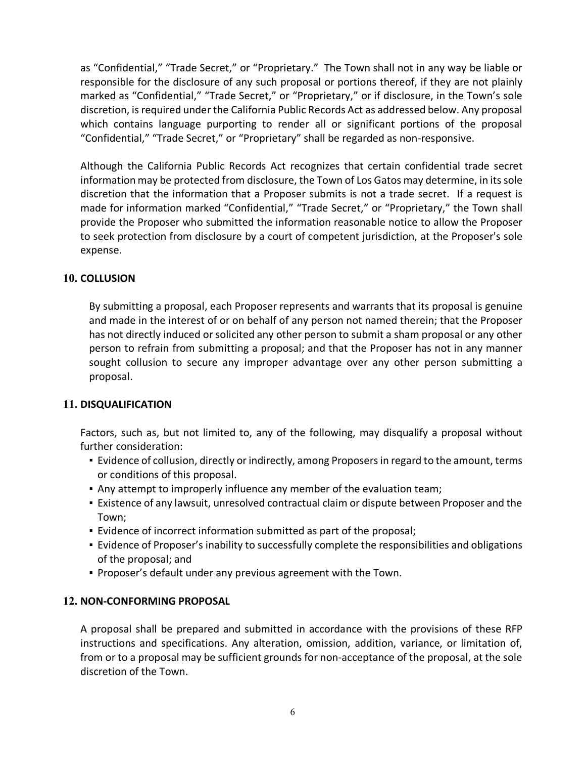as "Confidential," "Trade Secret," or "Proprietary." The Town shall not in any way be liable or responsible for the disclosure of any such proposal or portions thereof, if they are not plainly marked as "Confidential," "Trade Secret," or "Proprietary," or if disclosure, in the Town's sole discretion, is required under the California Public Records Act as addressed below. Any proposal which contains language purporting to render all or significant portions of the proposal "Confidential," "Trade Secret," or "Proprietary" shall be regarded as non-responsive.

Although the California Public Records Act recognizes that certain confidential trade secret information may be protected from disclosure, the Town of Los Gatos may determine, in its sole discretion that the information that a Proposer submits is not a trade secret. If a request is made for information marked "Confidential," "Trade Secret," or "Proprietary," the Town shall provide the Proposer who submitted the information reasonable notice to allow the Proposer to seek protection from disclosure by a court of competent jurisdiction, at the Proposer's sole expense.

## 10. COLLUSION

By submitting a proposal, each Proposer represents and warrants that its proposal is genuine and made in the interest of or on behalf of any person not named therein; that the Proposer has not directly induced or solicited any other person to submit a sham proposal or any other person to refrain from submitting a proposal; and that the Proposer has not in any manner sought collusion to secure any improper advantage over any other person submitting a proposal.

## 11. DISQUALIFICATION

Factors, such as, but not limited to, any of the following, may disqualify a proposal without further consideration:

- Evidence of collusion, directly or indirectly, among Proposers in regard to the amount, terms or conditions of this proposal.
- Any attempt to improperly influence any member of the evaluation team;
- Existence of any lawsuit, unresolved contractual claim or dispute between Proposer and the Town;
- Evidence of incorrect information submitted as part of the proposal;
- Evidence of Proposer's inability to successfully complete the responsibilities and obligations of the proposal; and
- Proposer's default under any previous agreement with the Town.

## 12. NON-CONFORMING PROPOSAL

A proposal shall be prepared and submitted in accordance with the provisions of these RFP instructions and specifications. Any alteration, omission, addition, variance, or limitation of, from or to a proposal may be sufficient grounds for non-acceptance of the proposal, at the sole discretion of the Town.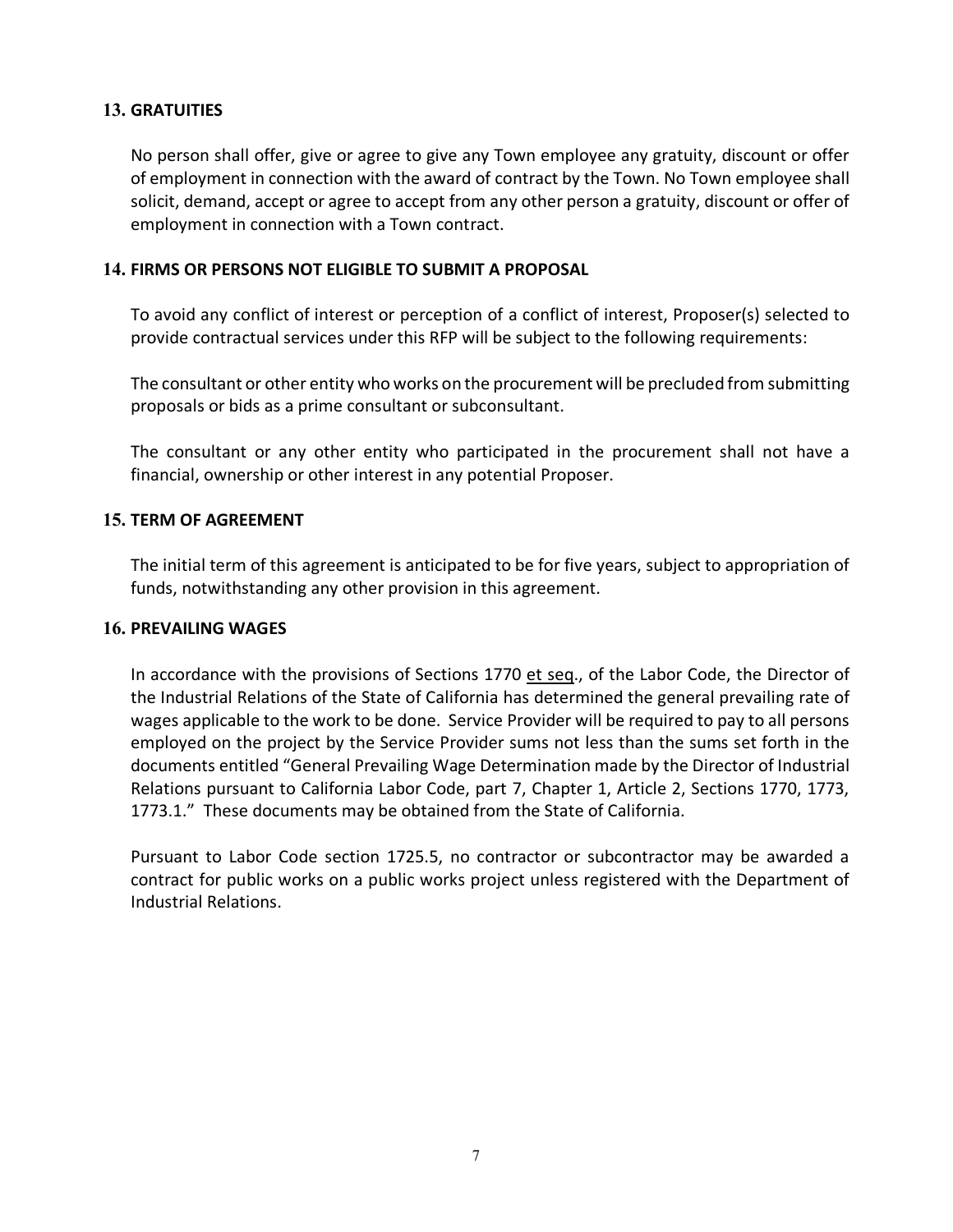### 13. GRATUITIES

No person shall offer, give or agree to give any Town employee any gratuity, discount or offer of employment in connection with the award of contract by the Town. No Town employee shall solicit, demand, accept or agree to accept from any other person a gratuity, discount or offer of employment in connection with a Town contract.

### 14. FIRMS OR PERSONS NOT ELIGIBLE TO SUBMIT A PROPOSAL

To avoid any conflict of interest or perception of a conflict of interest, Proposer(s) selected to provide contractual services under this RFP will be subject to the following requirements:

The consultant or other entity who works on the procurement will be precluded from submitting proposals or bids as a prime consultant or subconsultant.

The consultant or any other entity who participated in the procurement shall not have a financial, ownership or other interest in any potential Proposer.

### 15. TERM OF AGREEMENT

The initial term of this agreement is anticipated to be for five years, subject to appropriation of funds, notwithstanding any other provision in this agreement.

### 16. PREVAILING WAGES

In accordance with the provisions of Sections 1770 et seq., of the Labor Code, the Director of the Industrial Relations of the State of California has determined the general prevailing rate of wages applicable to the work to be done. Service Provider will be required to pay to all persons employed on the project by the Service Provider sums not less than the sums set forth in the documents entitled "General Prevailing Wage Determination made by the Director of Industrial Relations pursuant to California Labor Code, part 7, Chapter 1, Article 2, Sections 1770, 1773, 1773.1." These documents may be obtained from the State of California.

Pursuant to Labor Code section 1725.5, no contractor or subcontractor may be awarded a contract for public works on a public works project unless registered with the Department of Industrial Relations.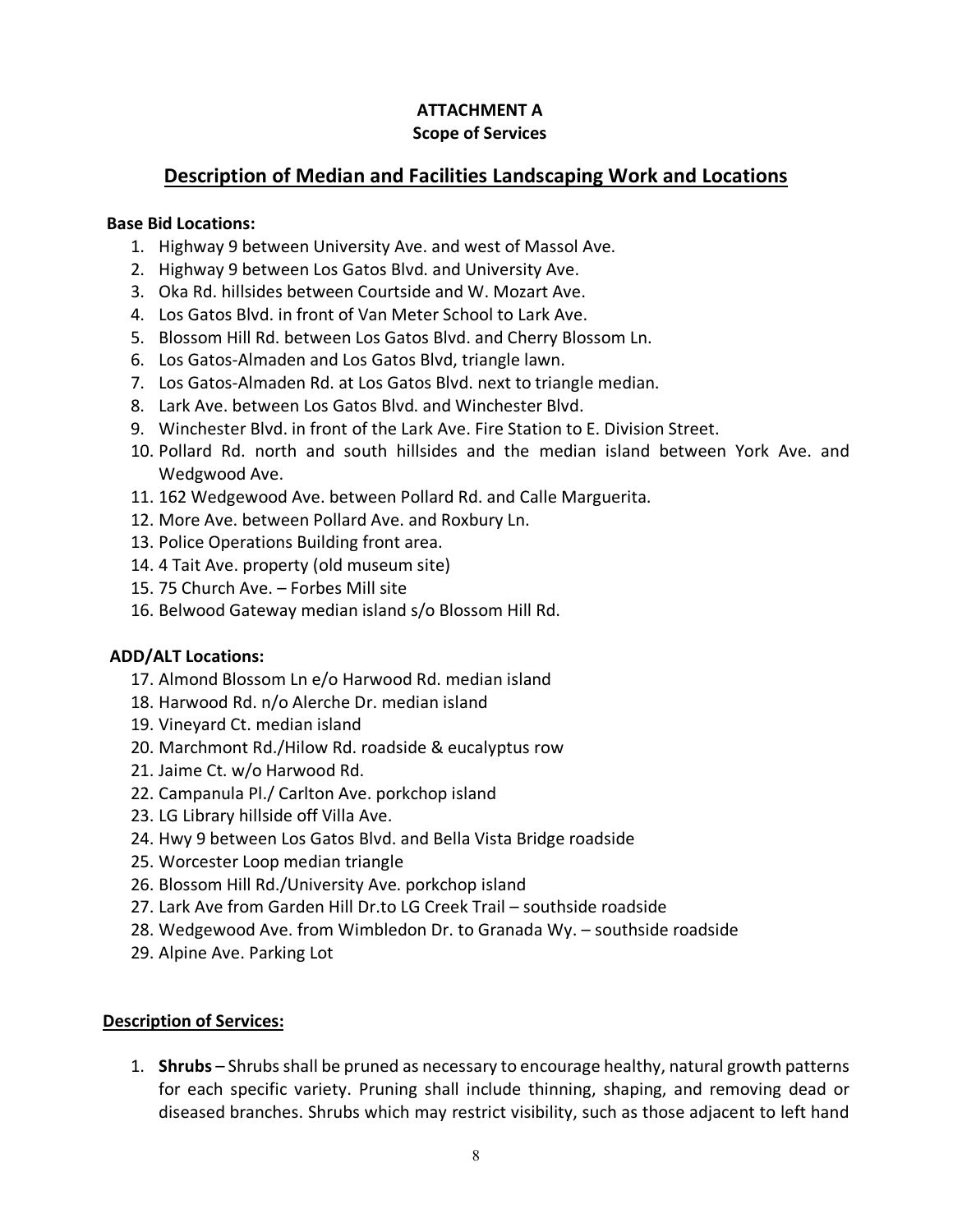**ATTACHMENT A**
**Scope of Services**

## Description of Median and Facilities Landscaping Work and Locations

**Base Bid Locations:**

1. Highway 9 between University Ave. and west of Massol Ave.
2. Highway 9 between Los Gatos Blvd. and University Ave.
3. Oka Rd. hillsides between Courtside and W. Mozart Ave.
4. Los Gatos Blvd. in front of Van Meter School to Lark Ave.
5. Blossom Hill Rd. between Los Gatos Blvd. and Cherry Blossom Ln.
6. Los Gatos-Almaden and Los Gatos Blvd, triangle lawn.
7. Los Gatos-Almaden Rd. at Los Gatos Blvd. next to triangle median.
8. Lark Ave. between Los Gatos Blvd. and Winchester Blvd.
9. Winchester Blvd. in front of the Lark Ave. Fire Station to E. Division Street.
10. Pollard Rd. north and south hillsides and the median island between York Ave. and Wedgwood Ave.
11. 162 Wedgewood Ave. between Pollard Rd. and Calle Marguerita.
12. More Ave. between Pollard Ave. and Roxbury Ln.
13. Police Operations Building front area.
14. 4 Tait Ave. property (old museum site)
15. 75 Church Ave. – Forbes Mill site
16. Belwood Gateway median island s/o Blossom Hill Rd.

**ADD/ALT Locations:**

17. Almond Blossom Ln e/o Harwood Rd. median island
18. Harwood Rd. n/o Alerche Dr. median island
19. Vineyard Ct. median island
20. Marchmont Rd./Hilow Rd. roadside & eucalyptus row
21. Jaime Ct. w/o Harwood Rd.
22. Campanula Pl./ Carlton Ave. porkchop island
23. LG Library hillside off Villa Ave.
24. Hwy 9 between Los Gatos Blvd. and Bella Vista Bridge roadside
25. Worcester Loop median triangle
26. Blossom Hill Rd./University Ave. porkchop island
27. Lark Ave from Garden Hill Dr.to LG Creek Trail – southside roadside
28. Wedgewood Ave. from Wimbledon Dr. to Granada Wy. – southside roadside
29. Alpine Ave. Parking Lot

**Description of Services:**

1. **Shrubs** – Shrubs shall be pruned as necessary to encourage healthy, natural growth patterns for each specific variety. Pruning shall include thinning, shaping, and removing dead or diseased branches. Shrubs which may restrict visibility, such as those adjacent to left hand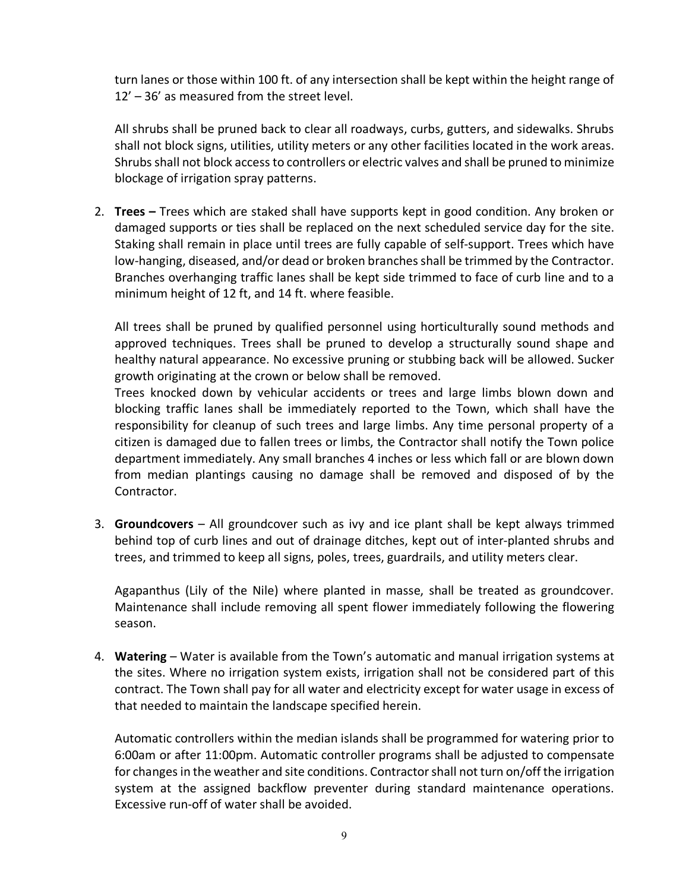turn lanes or those within 100 ft. of any intersection shall be kept within the height range of 12' – 36' as measured from the street level.

All shrubs shall be pruned back to clear all roadways, curbs, gutters, and sidewalks. Shrubs shall not block signs, utilities, utility meters or any other facilities located in the work areas. Shrubs shall not block access to controllers or electric valves and shall be pruned to minimize blockage of irrigation spray patterns.

2. **Trees –** Trees which are staked shall have supports kept in good condition. Any broken or damaged supports or ties shall be replaced on the next scheduled service day for the site. Staking shall remain in place until trees are fully capable of self-support. Trees which have low-hanging, diseased, and/or dead or broken branches shall be trimmed by the Contractor. Branches overhanging traffic lanes shall be kept side trimmed to face of curb line and to a minimum height of 12 ft, and 14 ft. where feasible.

   All trees shall be pruned by qualified personnel using horticulturally sound methods and approved techniques. Trees shall be pruned to develop a structurally sound shape and healthy natural appearance. No excessive pruning or stubbing back will be allowed. Sucker growth originating at the crown or below shall be removed.
   Trees knocked down by vehicular accidents or trees and large limbs blown down and blocking traffic lanes shall be immediately reported to the Town, which shall have the responsibility for cleanup of such trees and large limbs. Any time personal property of a citizen is damaged due to fallen trees or limbs, the Contractor shall notify the Town police department immediately. Any small branches 4 inches or less which fall or are blown down from median plantings causing no damage shall be removed and disposed of by the Contractor.

3. **Groundcovers** – All groundcover such as ivy and ice plant shall be kept always trimmed behind top of curb lines and out of drainage ditches, kept out of inter-planted shrubs and trees, and trimmed to keep all signs, poles, trees, guardrails, and utility meters clear.

   Agapanthus (Lily of the Nile) where planted in masse, shall be treated as groundcover. Maintenance shall include removing all spent flower immediately following the flowering season.

4. **Watering** – Water is available from the Town's automatic and manual irrigation systems at the sites. Where no irrigation system exists, irrigation shall not be considered part of this contract. The Town shall pay for all water and electricity except for water usage in excess of that needed to maintain the landscape specified herein.

   Automatic controllers within the median islands shall be programmed for watering prior to 6:00am or after 11:00pm. Automatic controller programs shall be adjusted to compensate for changes in the weather and site conditions. Contractor shall not turn on/off the irrigation system at the assigned backflow preventer during standard maintenance operations. Excessive run-off of water shall be avoided.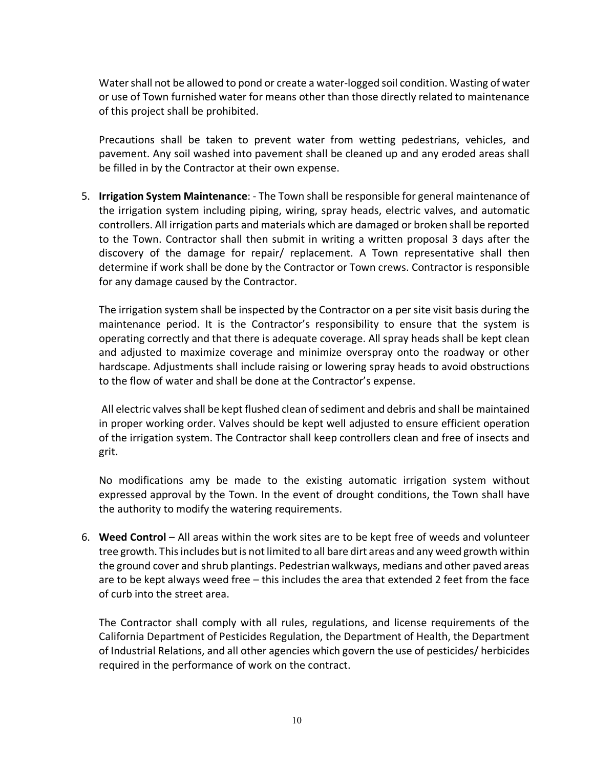Water shall not be allowed to pond or create a water-logged soil condition. Wasting of water or use of Town furnished water for means other than those directly related to maintenance of this project shall be prohibited.

Precautions shall be taken to prevent water from wetting pedestrians, vehicles, and pavement. Any soil washed into pavement shall be cleaned up and any eroded areas shall be filled in by the Contractor at their own expense.

5. **Irrigation System Maintenance**: - The Town shall be responsible for general maintenance of the irrigation system including piping, wiring, spray heads, electric valves, and automatic controllers. All irrigation parts and materials which are damaged or broken shall be reported to the Town. Contractor shall then submit in writing a written proposal 3 days after the discovery of the damage for repair/ replacement. A Town representative shall then determine if work shall be done by the Contractor or Town crews. Contractor is responsible for any damage caused by the Contractor.

   The irrigation system shall be inspected by the Contractor on a per site visit basis during the maintenance period. It is the Contractor's responsibility to ensure that the system is operating correctly and that there is adequate coverage. All spray heads shall be kept clean and adjusted to maximize coverage and minimize overspray onto the roadway or other hardscape. Adjustments shall include raising or lowering spray heads to avoid obstructions to the flow of water and shall be done at the Contractor's expense.

   All electric valves shall be kept flushed clean of sediment and debris and shall be maintained in proper working order. Valves should be kept well adjusted to ensure efficient operation of the irrigation system. The Contractor shall keep controllers clean and free of insects and grit.

   No modifications amy be made to the existing automatic irrigation system without expressed approval by the Town. In the event of drought conditions, the Town shall have the authority to modify the watering requirements.

6. **Weed Control** – All areas within the work sites are to be kept free of weeds and volunteer tree growth. This includes but is not limited to all bare dirt areas and any weed growth within the ground cover and shrub plantings. Pedestrian walkways, medians and other paved areas are to be kept always weed free – this includes the area that extended 2 feet from the face of curb into the street area.

   The Contractor shall comply with all rules, regulations, and license requirements of the California Department of Pesticides Regulation, the Department of Health, the Department of Industrial Relations, and all other agencies which govern the use of pesticides/ herbicides required in the performance of work on the contract.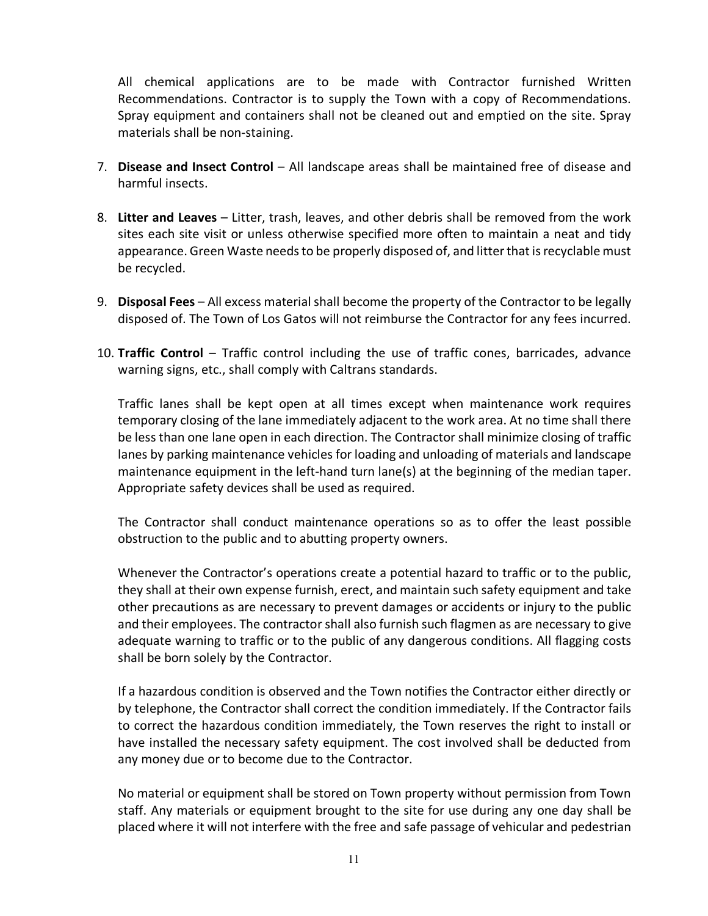All chemical applications are to be made with Contractor furnished Written Recommendations. Contractor is to supply the Town with a copy of Recommendations. Spray equipment and containers shall not be cleaned out and emptied on the site. Spray materials shall be non-staining.

7. **Disease and Insect Control** – All landscape areas shall be maintained free of disease and harmful insects.

8. **Litter and Leaves** – Litter, trash, leaves, and other debris shall be removed from the work sites each site visit or unless otherwise specified more often to maintain a neat and tidy appearance. Green Waste needs to be properly disposed of, and litter that is recyclable must be recycled.

9. **Disposal Fees** – All excess material shall become the property of the Contractor to be legally disposed of. The Town of Los Gatos will not reimburse the Contractor for any fees incurred.

10. **Traffic Control** – Traffic control including the use of traffic cones, barricades, advance warning signs, etc., shall comply with Caltrans standards.

    Traffic lanes shall be kept open at all times except when maintenance work requires temporary closing of the lane immediately adjacent to the work area. At no time shall there be less than one lane open in each direction. The Contractor shall minimize closing of traffic lanes by parking maintenance vehicles for loading and unloading of materials and landscape maintenance equipment in the left-hand turn lane(s) at the beginning of the median taper. Appropriate safety devices shall be used as required.

    The Contractor shall conduct maintenance operations so as to offer the least possible obstruction to the public and to abutting property owners.

    Whenever the Contractor's operations create a potential hazard to traffic or to the public, they shall at their own expense furnish, erect, and maintain such safety equipment and take other precautions as are necessary to prevent damages or accidents or injury to the public and their employees. The contractor shall also furnish such flagmen as are necessary to give adequate warning to traffic or to the public of any dangerous conditions. All flagging costs shall be born solely by the Contractor.

    If a hazardous condition is observed and the Town notifies the Contractor either directly or by telephone, the Contractor shall correct the condition immediately. If the Contractor fails to correct the hazardous condition immediately, the Town reserves the right to install or have installed the necessary safety equipment. The cost involved shall be deducted from any money due or to become due to the Contractor.

    No material or equipment shall be stored on Town property without permission from Town staff. Any materials or equipment brought to the site for use during any one day shall be placed where it will not interfere with the free and safe passage of vehicular and pedestrian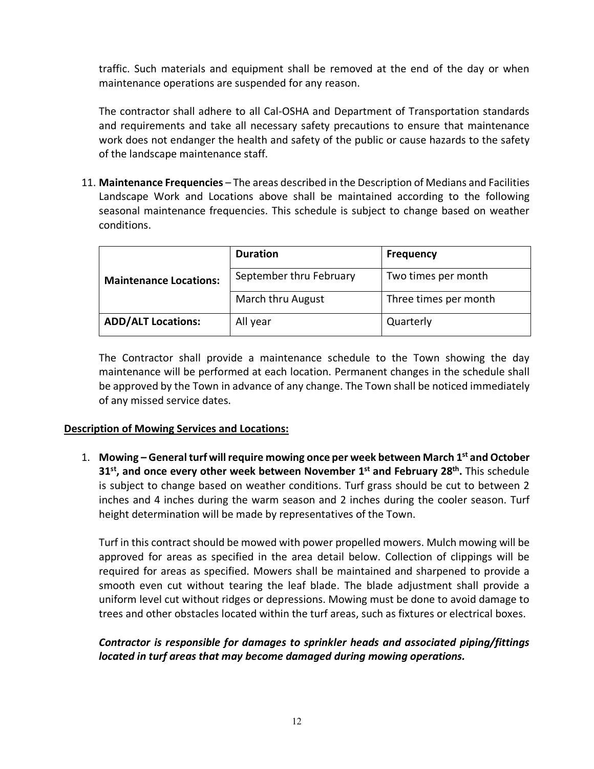traffic. Such materials and equipment shall be removed at the end of the day or when maintenance operations are suspended for any reason.

The contractor shall adhere to all Cal-OSHA and Department of Transportation standards and requirements and take all necessary safety precautions to ensure that maintenance work does not endanger the health and safety of the public or cause hazards to the safety of the landscape maintenance staff.

11. **Maintenance Frequencies** – The areas described in the Description of Medians and Facilities Landscape Work and Locations above shall be maintained according to the following seasonal maintenance frequencies. This schedule is subject to change based on weather conditions.

| | **Duration** | **Frequency** |
|---|---|---|
| **Maintenance Locations:** | September thru February | Two times per month |
| | March thru August | Three times per month |
| **ADD/ALT Locations:** | All year | Quarterly |

The Contractor shall provide a maintenance schedule to the Town showing the day maintenance will be performed at each location. Permanent changes in the schedule shall be approved by the Town in advance of any change. The Town shall be noticed immediately of any missed service dates.

**Description of Mowing Services and Locations:**

1. **Mowing – General turf will require mowing once per week between March 1st and October 31st, and once every other week between November 1st and February 28th.** This schedule is subject to change based on weather conditions. Turf grass should be cut to between 2 inches and 4 inches during the warm season and 2 inches during the cooler season. Turf height determination will be made by representatives of the Town.

   Turf in this contract should be mowed with power propelled mowers. Mulch mowing will be approved for areas as specified in the area detail below. Collection of clippings will be required for areas as specified. Mowers shall be maintained and sharpened to provide a smooth even cut without tearing the leaf blade. The blade adjustment shall provide a uniform level cut without ridges or depressions. Mowing must be done to avoid damage to trees and other obstacles located within the turf areas, such as fixtures or electrical boxes.

   ***Contractor is responsible for damages to sprinkler heads and associated piping/fittings located in turf areas that may become damaged during mowing operations.***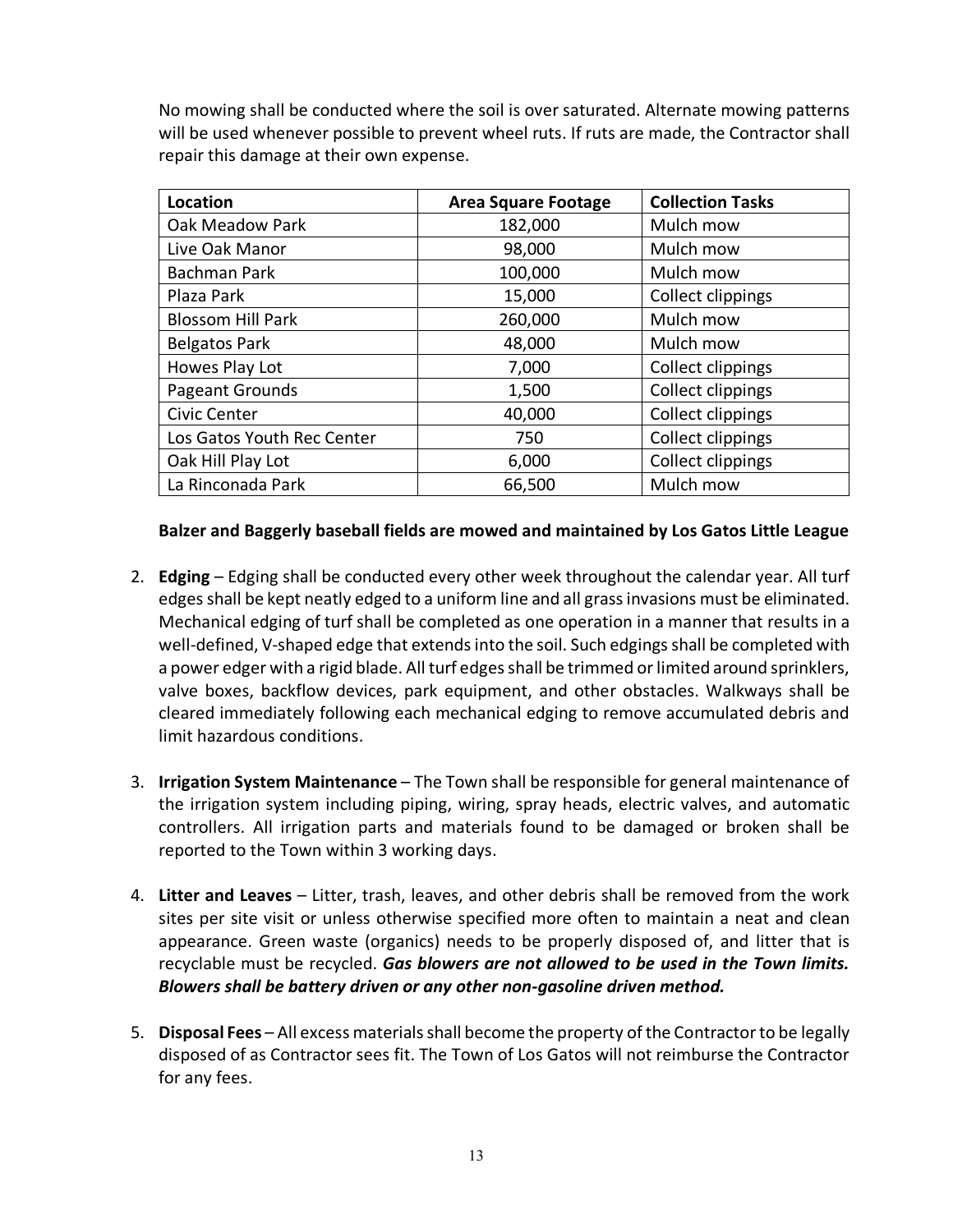No mowing shall be conducted where the soil is over saturated. Alternate mowing patterns will be used whenever possible to prevent wheel ruts. If ruts are made, the Contractor shall repair this damage at their own expense.

| Location | Area Square Footage | Collection Tasks |
|---|---|---|
| Oak Meadow Park | 182,000 | Mulch mow |
| Live Oak Manor | 98,000 | Mulch mow |
| Bachman Park | 100,000 | Mulch mow |
| Plaza Park | 15,000 | Collect clippings |
| Blossom Hill Park | 260,000 | Mulch mow |
| Belgatos Park | 48,000 | Mulch mow |
| Howes Play Lot | 7,000 | Collect clippings |
| Pageant Grounds | 1,500 | Collect clippings |
| Civic Center | 40,000 | Collect clippings |
| Los Gatos Youth Rec Center | 750 | Collect clippings |
| Oak Hill Play Lot | 6,000 | Collect clippings |
| La Rinconada Park | 66,500 | Mulch mow |

**Balzer and Baggerly baseball fields are mowed and maintained by Los Gatos Little League**

2. **Edging** – Edging shall be conducted every other week throughout the calendar year. All turf edges shall be kept neatly edged to a uniform line and all grass invasions must be eliminated. Mechanical edging of turf shall be completed as one operation in a manner that results in a well-defined, V-shaped edge that extends into the soil. Such edgings shall be completed with a power edger with a rigid blade. All turf edges shall be trimmed or limited around sprinklers, valve boxes, backflow devices, park equipment, and other obstacles. Walkways shall be cleared immediately following each mechanical edging to remove accumulated debris and limit hazardous conditions.

3. **Irrigation System Maintenance** – The Town shall be responsible for general maintenance of the irrigation system including piping, wiring, spray heads, electric valves, and automatic controllers. All irrigation parts and materials found to be damaged or broken shall be reported to the Town within 3 working days.

4. **Litter and Leaves** – Litter, trash, leaves, and other debris shall be removed from the work sites per site visit or unless otherwise specified more often to maintain a neat and clean appearance. Green waste (organics) needs to be properly disposed of, and litter that is recyclable must be recycled. ***Gas blowers are not allowed to be used in the Town limits. Blowers shall be battery driven or any other non-gasoline driven method.***

5. **Disposal Fees** – All excess materials shall become the property of the Contractor to be legally disposed of as Contractor sees fit. The Town of Los Gatos will not reimburse the Contractor for any fees.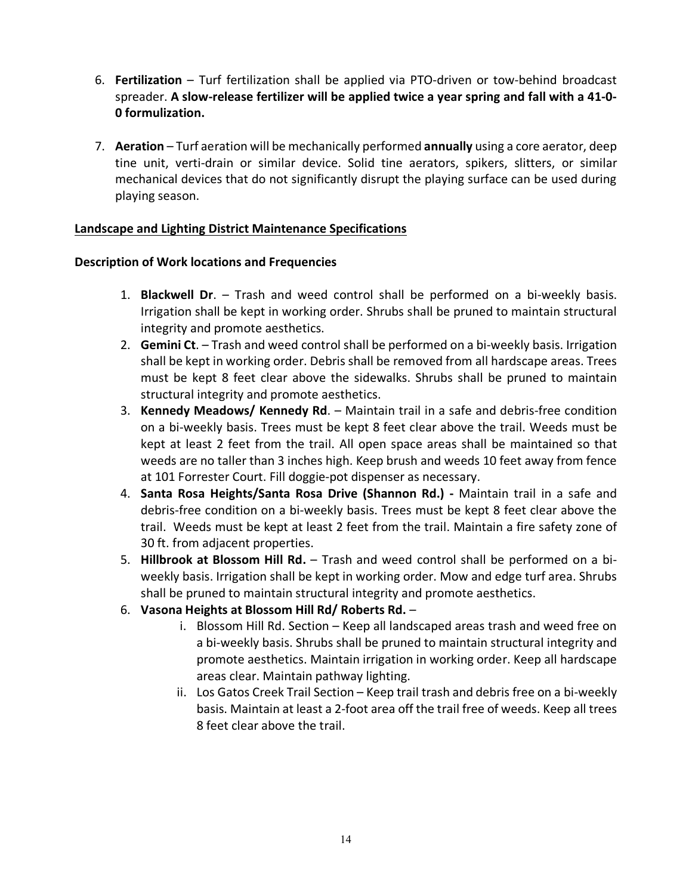6. **Fertilization** – Turf fertilization shall be applied via PTO-driven or tow-behind broadcast spreader. **A slow-release fertilizer will be applied twice a year spring and fall with a 41-0-0 formulization.**

7. **Aeration** – Turf aeration will be mechanically performed **annually** using a core aerator, deep tine unit, verti-drain or similar device. Solid tine aerators, spikers, slitters, or similar mechanical devices that do not significantly disrupt the playing surface can be used during playing season.

<u>**Landscape and Lighting District Maintenance Specifications**</u>

**Description of Work locations and Frequencies**

1. **Blackwell Dr**. – Trash and weed control shall be performed on a bi-weekly basis. Irrigation shall be kept in working order. Shrubs shall be pruned to maintain structural integrity and promote aesthetics.
2. **Gemini Ct**. – Trash and weed control shall be performed on a bi-weekly basis. Irrigation shall be kept in working order. Debris shall be removed from all hardscape areas. Trees must be kept 8 feet clear above the sidewalks. Shrubs shall be pruned to maintain structural integrity and promote aesthetics.
3. **Kennedy Meadows/ Kennedy Rd**. – Maintain trail in a safe and debris-free condition on a bi-weekly basis. Trees must be kept 8 feet clear above the trail. Weeds must be kept at least 2 feet from the trail. All open space areas shall be maintained so that weeds are no taller than 3 inches high. Keep brush and weeds 10 feet away from fence at 101 Forrester Court. Fill doggie-pot dispenser as necessary.
4. **Santa Rosa Heights/Santa Rosa Drive (Shannon Rd.) -** Maintain trail in a safe and debris-free condition on a bi-weekly basis. Trees must be kept 8 feet clear above the trail. Weeds must be kept at least 2 feet from the trail. Maintain a fire safety zone of 30 ft. from adjacent properties.
5. **Hillbrook at Blossom Hill Rd.** – Trash and weed control shall be performed on a bi-weekly basis. Irrigation shall be kept in working order. Mow and edge turf area. Shrubs shall be pruned to maintain structural integrity and promote aesthetics.
6. **Vasona Heights at Blossom Hill Rd/ Roberts Rd.** –
   i. Blossom Hill Rd. Section – Keep all landscaped areas trash and weed free on a bi-weekly basis. Shrubs shall be pruned to maintain structural integrity and promote aesthetics. Maintain irrigation in working order. Keep all hardscape areas clear. Maintain pathway lighting.
   ii. Los Gatos Creek Trail Section – Keep trail trash and debris free on a bi-weekly basis. Maintain at least a 2-foot area off the trail free of weeds. Keep all trees 8 feet clear above the trail.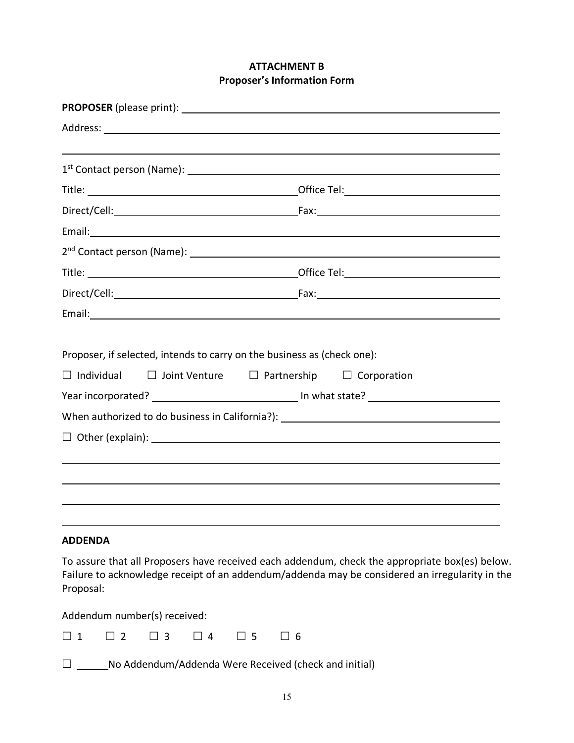**ATTACHMENT B**
**Proposer's Information Form**

**PROPOSER** (please print): ______________________________________________

Address: ______________________________________________

______________________________________________

1st Contact person (Name): ______________________________________________

Title: ______________________ Office Tel: ______________________

Direct/Cell: ______________________ Fax: ______________________

Email: ______________________________________________

2nd Contact person (Name): ______________________________________________

Title: ______________________ Office Tel: ______________________

Direct/Cell: ______________________ Fax: ______________________

Email: ______________________________________________

Proposer, if selected, intends to carry on the business as (check one):

☐ Individual ☐ Joint Venture ☐ Partnership ☐ Corporation

Year incorporated? ______________________ In what state? ______________________

When authorized to do business in California?): ______________________________________________

☐ Other (explain): ______________________________________________

______________________________________________

______________________________________________

______________________________________________

______________________________________________

**ADDENDA**

To assure that all Proposers have received each addendum, check the appropriate box(es) below. Failure to acknowledge receipt of an addendum/addenda may be considered an irregularity in the Proposal:

Addendum number(s) received:

☐ 1 ☐ 2 ☐ 3 ☐ 4 ☐ 5 ☐ 6

☐ ______ No Addendum/Addenda Were Received (check and initial)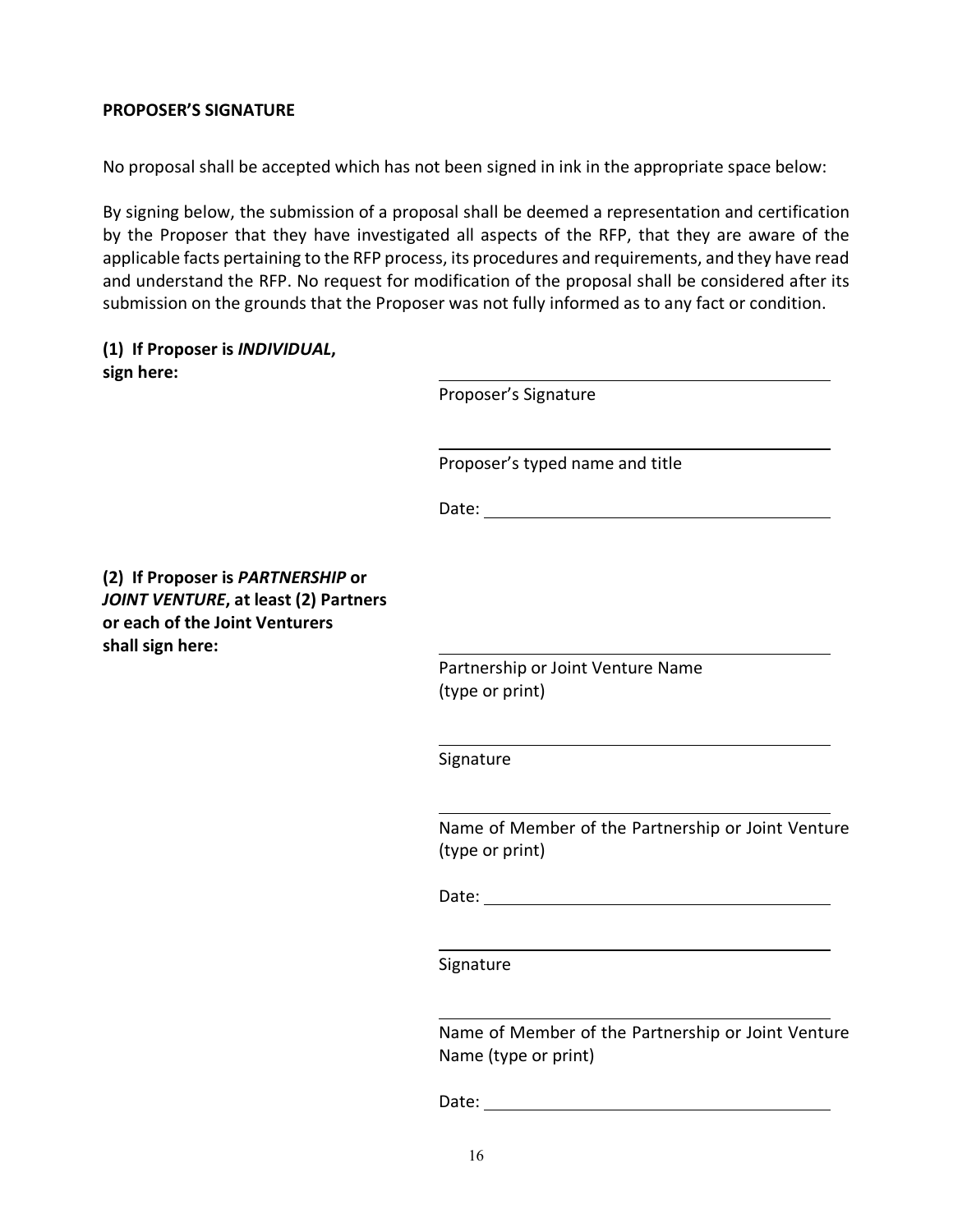**PROPOSER'S SIGNATURE**

No proposal shall be accepted which has not been signed in ink in the appropriate space below:

By signing below, the submission of a proposal shall be deemed a representation and certification by the Proposer that they have investigated all aspects of the RFP, that they are aware of the applicable facts pertaining to the RFP process, its procedures and requirements, and they have read and understand the RFP. No request for modification of the proposal shall be considered after its submission on the grounds that the Proposer was not fully informed as to any fact or condition.

**(1) If Proposer is *INDIVIDUAL*, sign here:**

\_\_\_\_\_\_\_\_\_\_\_\_\_\_\_\_\_\_\_\_\_\_\_\_\_\_\_\_\_\_\_\_\_\_\_\_
Proposer's Signature

\_\_\_\_\_\_\_\_\_\_\_\_\_\_\_\_\_\_\_\_\_\_\_\_\_\_\_\_\_\_\_\_\_\_\_\_
Proposer's typed name and title

Date: \_\_\_\_\_\_\_\_\_\_\_\_\_\_\_\_\_\_\_\_\_\_\_\_\_\_\_\_\_\_

**(2) If Proposer is *PARTNERSHIP* or *JOINT VENTURE*, at least (2) Partners or each of the Joint Venturers shall sign here:**

\_\_\_\_\_\_\_\_\_\_\_\_\_\_\_\_\_\_\_\_\_\_\_\_\_\_\_\_\_\_\_\_\_\_\_\_
Partnership or Joint Venture Name (type or print)

\_\_\_\_\_\_\_\_\_\_\_\_\_\_\_\_\_\_\_\_\_\_\_\_\_\_\_\_\_\_\_\_\_\_\_\_
Signature

\_\_\_\_\_\_\_\_\_\_\_\_\_\_\_\_\_\_\_\_\_\_\_\_\_\_\_\_\_\_\_\_\_\_\_\_
Name of Member of the Partnership or Joint Venture (type or print)

Date: \_\_\_\_\_\_\_\_\_\_\_\_\_\_\_\_\_\_\_\_\_\_\_\_\_\_\_\_\_\_

\_\_\_\_\_\_\_\_\_\_\_\_\_\_\_\_\_\_\_\_\_\_\_\_\_\_\_\_\_\_\_\_\_\_\_\_
Signature

\_\_\_\_\_\_\_\_\_\_\_\_\_\_\_\_\_\_\_\_\_\_\_\_\_\_\_\_\_\_\_\_\_\_\_\_
Name of Member of the Partnership or Joint Venture Name (type or print)

Date: \_\_\_\_\_\_\_\_\_\_\_\_\_\_\_\_\_\_\_\_\_\_\_\_\_\_\_\_\_\_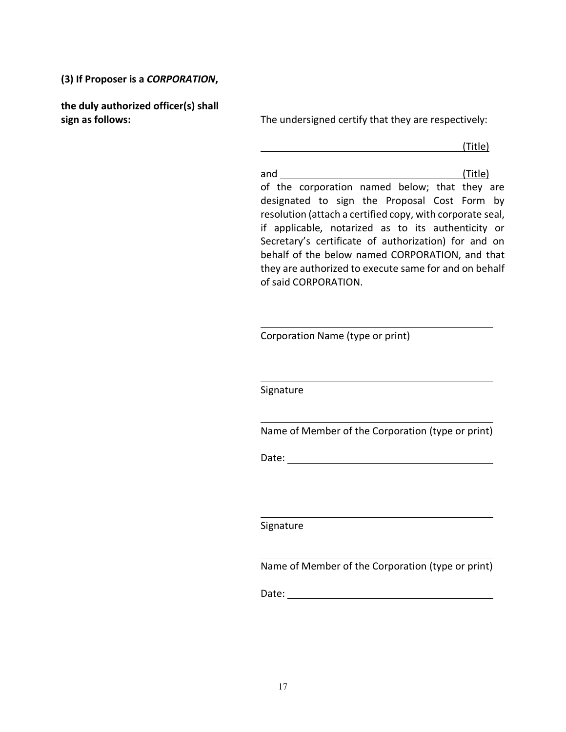**(3) If Proposer is a *CORPORATION*,**

**the duly authorized officer(s) shall sign as follows:**

The undersigned certify that they are respectively:

\_\_\_\_\_\_\_\_\_\_\_\_\_\_\_\_\_\_\_\_\_\_\_\_\_\_\_\_\_\_\_\_\_\_\_\_ (Title)

and \_\_\_\_\_\_\_\_\_\_\_\_\_\_\_\_\_\_\_\_\_\_\_\_\_\_\_\_\_\_\_\_ (Title)

of the corporation named below; that they are designated to sign the Proposal Cost Form by resolution (attach a certified copy, with corporate seal, if applicable, notarized as to its authenticity or Secretary's certificate of authorization) for and on behalf of the below named CORPORATION, and that they are authorized to execute same for and on behalf of said CORPORATION.

\_\_\_\_\_\_\_\_\_\_\_\_\_\_\_\_\_\_\_\_\_\_\_\_\_\_\_\_\_\_\_\_\_\_\_\_\_\_\_\_

Corporation Name (type or print)

\_\_\_\_\_\_\_\_\_\_\_\_\_\_\_\_\_\_\_\_\_\_\_\_\_\_\_\_\_\_\_\_\_\_\_\_\_\_\_\_

Signature

\_\_\_\_\_\_\_\_\_\_\_\_\_\_\_\_\_\_\_\_\_\_\_\_\_\_\_\_\_\_\_\_\_\_\_\_\_\_\_\_

Name of Member of the Corporation (type or print)

Date: \_\_\_\_\_\_\_\_\_\_\_\_\_\_\_\_\_\_\_\_\_\_\_\_\_\_\_\_\_\_\_\_\_\_

\_\_\_\_\_\_\_\_\_\_\_\_\_\_\_\_\_\_\_\_\_\_\_\_\_\_\_\_\_\_\_\_\_\_\_\_\_\_\_\_

Signature

\_\_\_\_\_\_\_\_\_\_\_\_\_\_\_\_\_\_\_\_\_\_\_\_\_\_\_\_\_\_\_\_\_\_\_\_\_\_\_\_

Name of Member of the Corporation (type or print)

Date: \_\_\_\_\_\_\_\_\_\_\_\_\_\_\_\_\_\_\_\_\_\_\_\_\_\_\_\_\_\_\_\_\_\_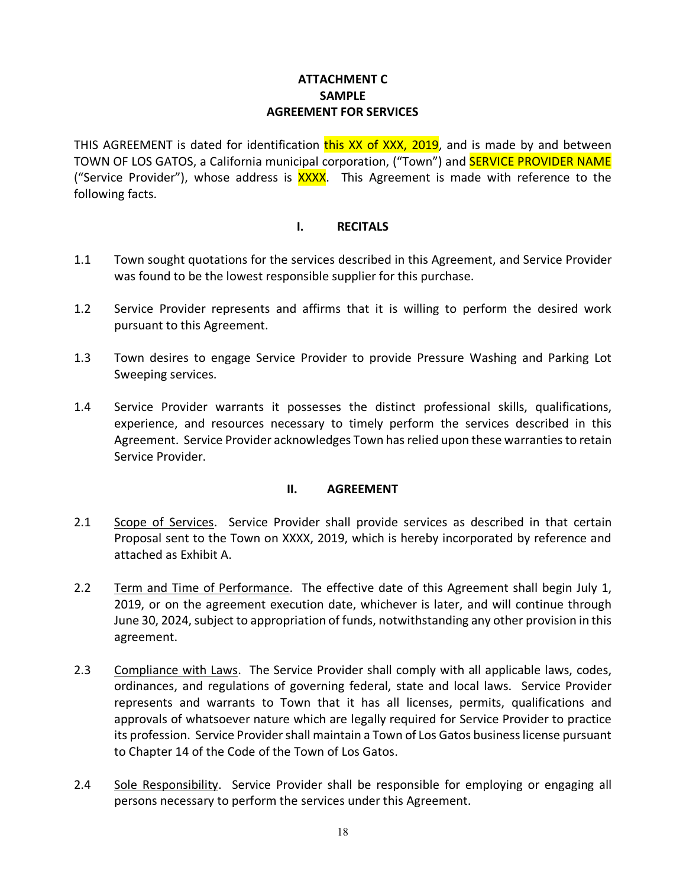**ATTACHMENT C**
**SAMPLE**
**AGREEMENT FOR SERVICES**

THIS AGREEMENT is dated for identification this XX of XXX, 2019, and is made by and between TOWN OF LOS GATOS, a California municipal corporation, ("Town") and SERVICE PROVIDER NAME ("Service Provider"), whose address is XXXX. This Agreement is made with reference to the following facts.

## I. RECITALS

1.1 Town sought quotations for the services described in this Agreement, and Service Provider was found to be the lowest responsible supplier for this purchase.

1.2 Service Provider represents and affirms that it is willing to perform the desired work pursuant to this Agreement.

1.3 Town desires to engage Service Provider to provide Pressure Washing and Parking Lot Sweeping services.

1.4 Service Provider warrants it possesses the distinct professional skills, qualifications, experience, and resources necessary to timely perform the services described in this Agreement. Service Provider acknowledges Town has relied upon these warranties to retain Service Provider.

## II. AGREEMENT

2.1 Scope of Services. Service Provider shall provide services as described in that certain Proposal sent to the Town on XXXX, 2019, which is hereby incorporated by reference and attached as Exhibit A.

2.2 Term and Time of Performance. The effective date of this Agreement shall begin July 1, 2019, or on the agreement execution date, whichever is later, and will continue through June 30, 2024, subject to appropriation of funds, notwithstanding any other provision in this agreement.

2.3 Compliance with Laws. The Service Provider shall comply with all applicable laws, codes, ordinances, and regulations of governing federal, state and local laws. Service Provider represents and warrants to Town that it has all licenses, permits, qualifications and approvals of whatsoever nature which are legally required for Service Provider to practice its profession. Service Provider shall maintain a Town of Los Gatos business license pursuant to Chapter 14 of the Code of the Town of Los Gatos.

2.4 Sole Responsibility. Service Provider shall be responsible for employing or engaging all persons necessary to perform the services under this Agreement.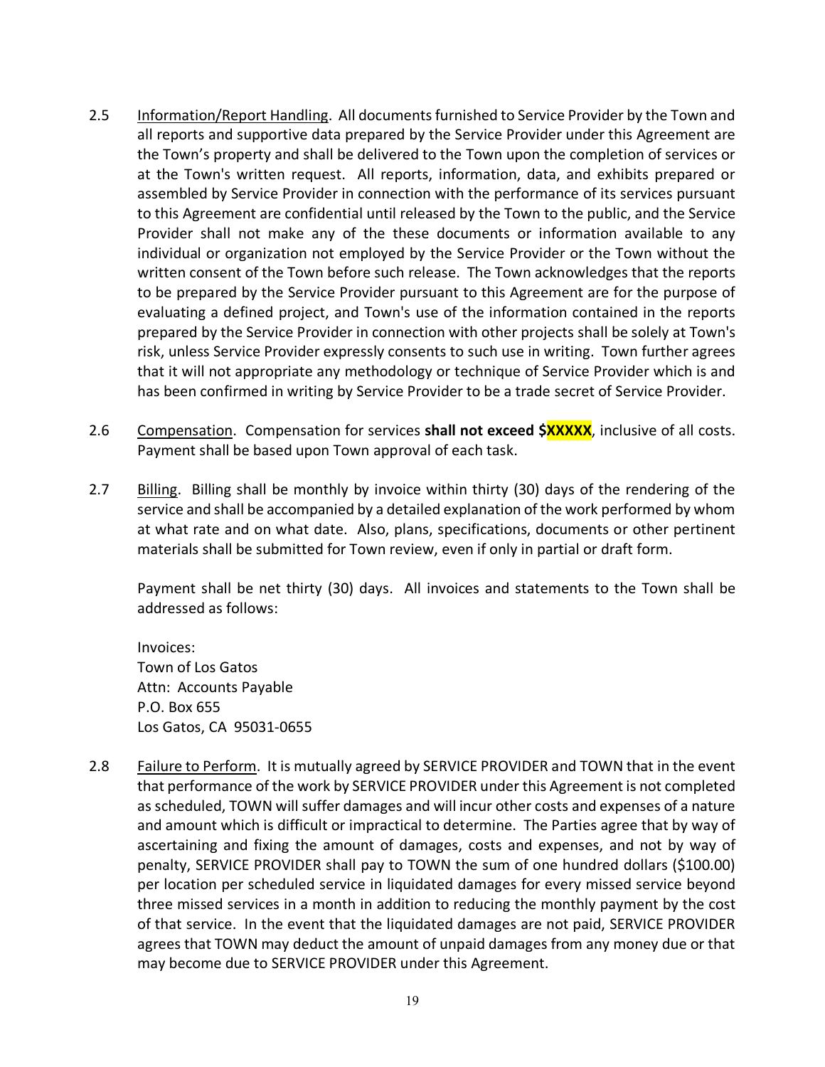2.5 Information/Report Handling. All documents furnished to Service Provider by the Town and all reports and supportive data prepared by the Service Provider under this Agreement are the Town's property and shall be delivered to the Town upon the completion of services or at the Town's written request. All reports, information, data, and exhibits prepared or assembled by Service Provider in connection with the performance of its services pursuant to this Agreement are confidential until released by the Town to the public, and the Service Provider shall not make any of the these documents or information available to any individual or organization not employed by the Service Provider or the Town without the written consent of the Town before such release. The Town acknowledges that the reports to be prepared by the Service Provider pursuant to this Agreement are for the purpose of evaluating a defined project, and Town's use of the information contained in the reports prepared by the Service Provider in connection with other projects shall be solely at Town's risk, unless Service Provider expressly consents to such use in writing. Town further agrees that it will not appropriate any methodology or technique of Service Provider which is and has been confirmed in writing by Service Provider to be a trade secret of Service Provider.

2.6 Compensation. Compensation for services **shall not exceed $XXXXX**, inclusive of all costs. Payment shall be based upon Town approval of each task.

2.7 Billing. Billing shall be monthly by invoice within thirty (30) days of the rendering of the service and shall be accompanied by a detailed explanation of the work performed by whom at what rate and on what date. Also, plans, specifications, documents or other pertinent materials shall be submitted for Town review, even if only in partial or draft form.

Payment shall be net thirty (30) days. All invoices and statements to the Town shall be addressed as follows:

Invoices:
Town of Los Gatos
Attn: Accounts Payable
P.O. Box 655
Los Gatos, CA 95031-0655

2.8 Failure to Perform. It is mutually agreed by SERVICE PROVIDER and TOWN that in the event that performance of the work by SERVICE PROVIDER under this Agreement is not completed as scheduled, TOWN will suffer damages and will incur other costs and expenses of a nature and amount which is difficult or impractical to determine. The Parties agree that by way of ascertaining and fixing the amount of damages, costs and expenses, and not by way of penalty, SERVICE PROVIDER shall pay to TOWN the sum of one hundred dollars ($100.00) per location per scheduled service in liquidated damages for every missed service beyond three missed services in a month in addition to reducing the monthly payment by the cost of that service. In the event that the liquidated damages are not paid, SERVICE PROVIDER agrees that TOWN may deduct the amount of unpaid damages from any money due or that may become due to SERVICE PROVIDER under this Agreement.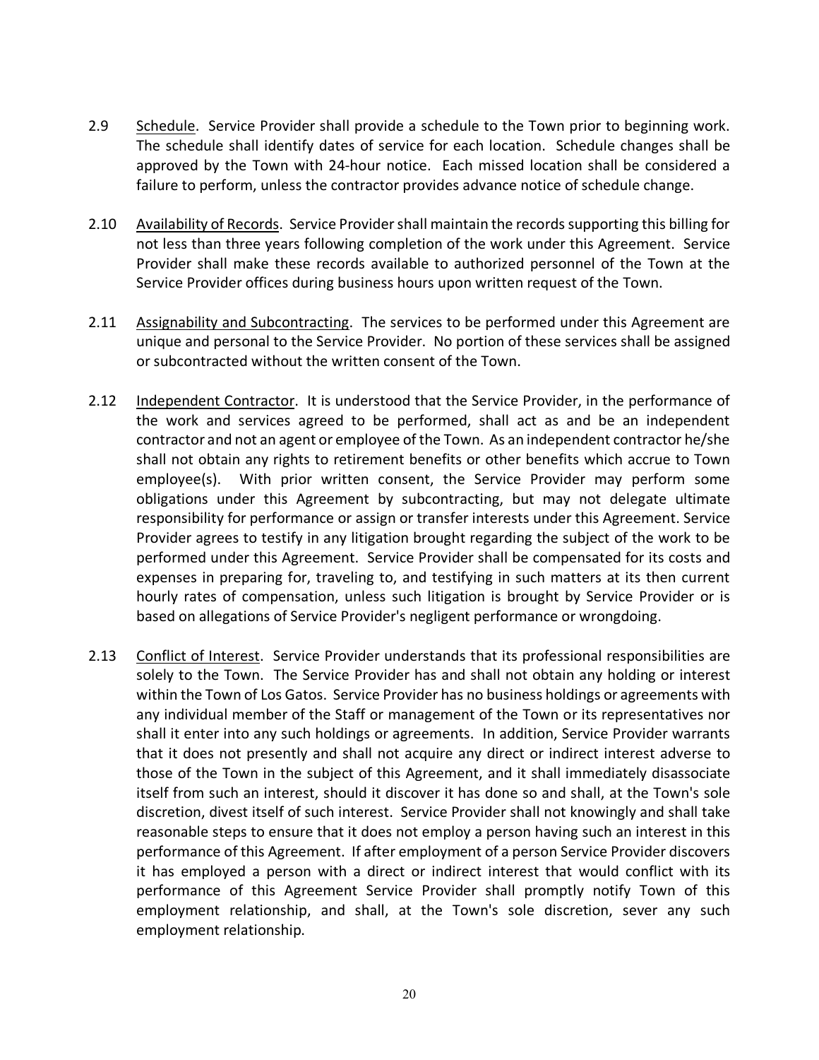2.9 Schedule. Service Provider shall provide a schedule to the Town prior to beginning work. The schedule shall identify dates of service for each location. Schedule changes shall be approved by the Town with 24-hour notice. Each missed location shall be considered a failure to perform, unless the contractor provides advance notice of schedule change.

2.10 Availability of Records. Service Provider shall maintain the records supporting this billing for not less than three years following completion of the work under this Agreement. Service Provider shall make these records available to authorized personnel of the Town at the Service Provider offices during business hours upon written request of the Town.

2.11 Assignability and Subcontracting. The services to be performed under this Agreement are unique and personal to the Service Provider. No portion of these services shall be assigned or subcontracted without the written consent of the Town.

2.12 Independent Contractor. It is understood that the Service Provider, in the performance of the work and services agreed to be performed, shall act as and be an independent contractor and not an agent or employee of the Town. As an independent contractor he/she shall not obtain any rights to retirement benefits or other benefits which accrue to Town employee(s). With prior written consent, the Service Provider may perform some obligations under this Agreement by subcontracting, but may not delegate ultimate responsibility for performance or assign or transfer interests under this Agreement. Service Provider agrees to testify in any litigation brought regarding the subject of the work to be performed under this Agreement. Service Provider shall be compensated for its costs and expenses in preparing for, traveling to, and testifying in such matters at its then current hourly rates of compensation, unless such litigation is brought by Service Provider or is based on allegations of Service Provider's negligent performance or wrongdoing.

2.13 Conflict of Interest. Service Provider understands that its professional responsibilities are solely to the Town. The Service Provider has and shall not obtain any holding or interest within the Town of Los Gatos. Service Provider has no business holdings or agreements with any individual member of the Staff or management of the Town or its representatives nor shall it enter into any such holdings or agreements. In addition, Service Provider warrants that it does not presently and shall not acquire any direct or indirect interest adverse to those of the Town in the subject of this Agreement, and it shall immediately disassociate itself from such an interest, should it discover it has done so and shall, at the Town's sole discretion, divest itself of such interest. Service Provider shall not knowingly and shall take reasonable steps to ensure that it does not employ a person having such an interest in this performance of this Agreement. If after employment of a person Service Provider discovers it has employed a person with a direct or indirect interest that would conflict with its performance of this Agreement Service Provider shall promptly notify Town of this employment relationship, and shall, at the Town's sole discretion, sever any such employment relationship.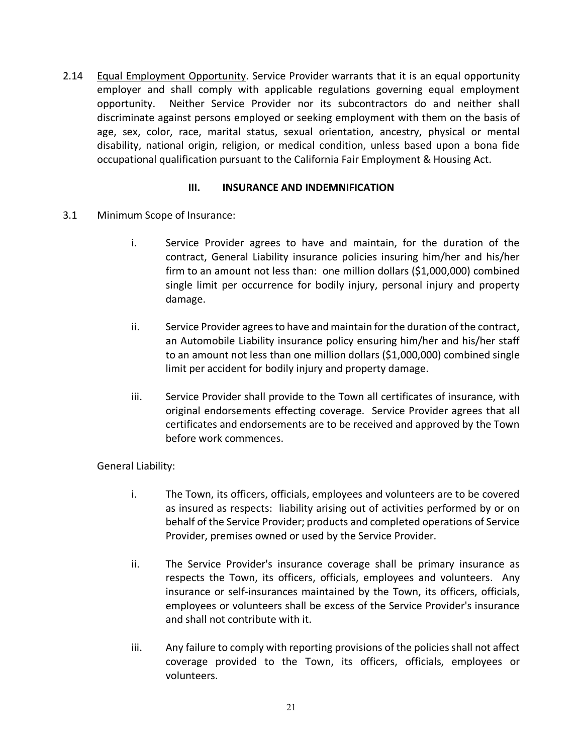2.14 Equal Employment Opportunity. Service Provider warrants that it is an equal opportunity employer and shall comply with applicable regulations governing equal employment opportunity. Neither Service Provider nor its subcontractors do and neither shall discriminate against persons employed or seeking employment with them on the basis of age, sex, color, race, marital status, sexual orientation, ancestry, physical or mental disability, national origin, religion, or medical condition, unless based upon a bona fide occupational qualification pursuant to the California Fair Employment & Housing Act.

## III. INSURANCE AND INDEMNIFICATION

3.1 Minimum Scope of Insurance:

i. Service Provider agrees to have and maintain, for the duration of the contract, General Liability insurance policies insuring him/her and his/her firm to an amount not less than: one million dollars ($1,000,000) combined single limit per occurrence for bodily injury, personal injury and property damage.

ii. Service Provider agrees to have and maintain for the duration of the contract, an Automobile Liability insurance policy ensuring him/her and his/her staff to an amount not less than one million dollars ($1,000,000) combined single limit per accident for bodily injury and property damage.

iii. Service Provider shall provide to the Town all certificates of insurance, with original endorsements effecting coverage. Service Provider agrees that all certificates and endorsements are to be received and approved by the Town before work commences.

General Liability:

i. The Town, its officers, officials, employees and volunteers are to be covered as insured as respects: liability arising out of activities performed by or on behalf of the Service Provider; products and completed operations of Service Provider, premises owned or used by the Service Provider.

ii. The Service Provider's insurance coverage shall be primary insurance as respects the Town, its officers, officials, employees and volunteers. Any insurance or self-insurances maintained by the Town, its officers, officials, employees or volunteers shall be excess of the Service Provider's insurance and shall not contribute with it.

iii. Any failure to comply with reporting provisions of the policies shall not affect coverage provided to the Town, its officers, officials, employees or volunteers.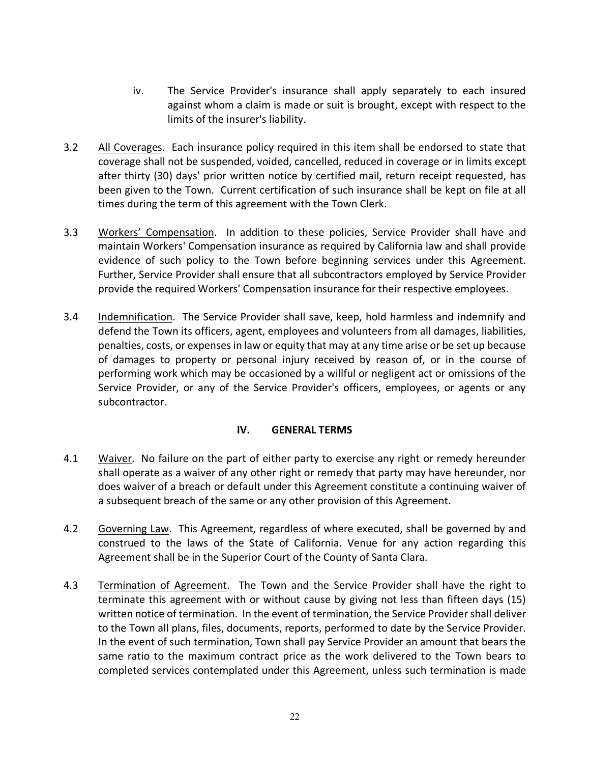iv. The Service Provider's insurance shall apply separately to each insured against whom a claim is made or suit is brought, except with respect to the limits of the insurer's liability.

3.2 All Coverages. Each insurance policy required in this item shall be endorsed to state that coverage shall not be suspended, voided, cancelled, reduced in coverage or in limits except after thirty (30) days' prior written notice by certified mail, return receipt requested, has been given to the Town. Current certification of such insurance shall be kept on file at all times during the term of this agreement with the Town Clerk.

3.3 Workers' Compensation. In addition to these policies, Service Provider shall have and maintain Workers' Compensation insurance as required by California law and shall provide evidence of such policy to the Town before beginning services under this Agreement. Further, Service Provider shall ensure that all subcontractors employed by Service Provider provide the required Workers' Compensation insurance for their respective employees.

3.4 Indemnification. The Service Provider shall save, keep, hold harmless and indemnify and defend the Town its officers, agent, employees and volunteers from all damages, liabilities, penalties, costs, or expenses in law or equity that may at any time arise or be set up because of damages to property or personal injury received by reason of, or in the course of performing work which may be occasioned by a willful or negligent act or omissions of the Service Provider, or any of the Service Provider's officers, employees, or agents or any subcontractor.

## IV. GENERAL TERMS

4.1 Waiver. No failure on the part of either party to exercise any right or remedy hereunder shall operate as a waiver of any other right or remedy that party may have hereunder, nor does waiver of a breach or default under this Agreement constitute a continuing waiver of a subsequent breach of the same or any other provision of this Agreement.

4.2 Governing Law. This Agreement, regardless of where executed, shall be governed by and construed to the laws of the State of California. Venue for any action regarding this Agreement shall be in the Superior Court of the County of Santa Clara.

4.3 Termination of Agreement. The Town and the Service Provider shall have the right to terminate this agreement with or without cause by giving not less than fifteen days (15) written notice of termination. In the event of termination, the Service Provider shall deliver to the Town all plans, files, documents, reports, performed to date by the Service Provider. In the event of such termination, Town shall pay Service Provider an amount that bears the same ratio to the maximum contract price as the work delivered to the Town bears to completed services contemplated under this Agreement, unless such termination is made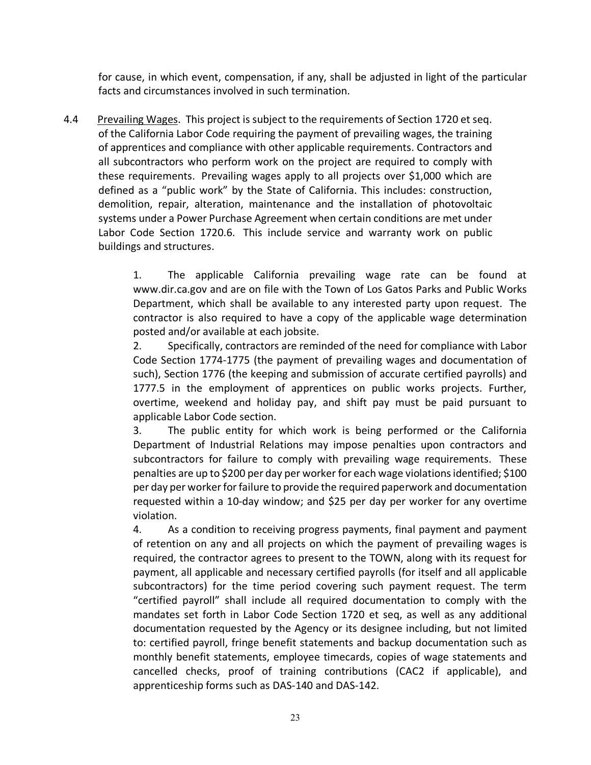for cause, in which event, compensation, if any, shall be adjusted in light of the particular facts and circumstances involved in such termination.

4.4 Prevailing Wages. This project is subject to the requirements of Section 1720 et seq. of the California Labor Code requiring the payment of prevailing wages, the training of apprentices and compliance with other applicable requirements. Contractors and all subcontractors who perform work on the project are required to comply with these requirements. Prevailing wages apply to all projects over $1,000 which are defined as a "public work" by the State of California. This includes: construction, demolition, repair, alteration, maintenance and the installation of photovoltaic systems under a Power Purchase Agreement when certain conditions are met under Labor Code Section 1720.6. This include service and warranty work on public buildings and structures.

1. The applicable California prevailing wage rate can be found at www.dir.ca.gov and are on file with the Town of Los Gatos Parks and Public Works Department, which shall be available to any interested party upon request. The contractor is also required to have a copy of the applicable wage determination posted and/or available at each jobsite.
2. Specifically, contractors are reminded of the need for compliance with Labor Code Section 1774-1775 (the payment of prevailing wages and documentation of such), Section 1776 (the keeping and submission of accurate certified payrolls) and 1777.5 in the employment of apprentices on public works projects. Further, overtime, weekend and holiday pay, and shift pay must be paid pursuant to applicable Labor Code section.
3. The public entity for which work is being performed or the California Department of Industrial Relations may impose penalties upon contractors and subcontractors for failure to comply with prevailing wage requirements. These penalties are up to $200 per day per worker for each wage violations identified; $100 per day per worker for failure to provide the required paperwork and documentation requested within a 10-day window; and $25 per day per worker for any overtime violation.
4. As a condition to receiving progress payments, final payment and payment of retention on any and all projects on which the payment of prevailing wages is required, the contractor agrees to present to the TOWN, along with its request for payment, all applicable and necessary certified payrolls (for itself and all applicable subcontractors) for the time period covering such payment request. The term "certified payroll" shall include all required documentation to comply with the mandates set forth in Labor Code Section 1720 et seq, as well as any additional documentation requested by the Agency or its designee including, but not limited to: certified payroll, fringe benefit statements and backup documentation such as monthly benefit statements, employee timecards, copies of wage statements and cancelled checks, proof of training contributions (CAC2 if applicable), and apprenticeship forms such as DAS-140 and DAS-142.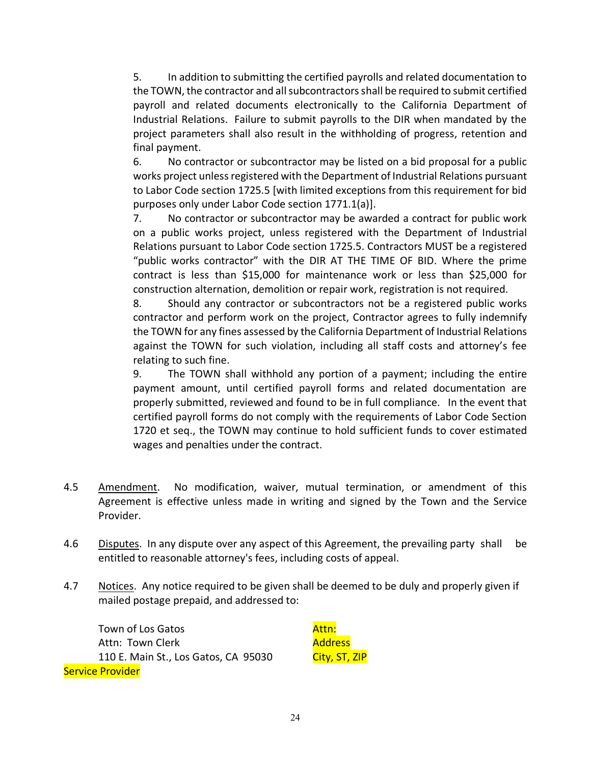5. In addition to submitting the certified payrolls and related documentation to the TOWN, the contractor and all subcontractors shall be required to submit certified payroll and related documents electronically to the California Department of Industrial Relations. Failure to submit payrolls to the DIR when mandated by the project parameters shall also result in the withholding of progress, retention and final payment.

6. No contractor or subcontractor may be listed on a bid proposal for a public works project unless registered with the Department of Industrial Relations pursuant to Labor Code section 1725.5 [with limited exceptions from this requirement for bid purposes only under Labor Code section 1771.1(a)].

7. No contractor or subcontractor may be awarded a contract for public work on a public works project, unless registered with the Department of Industrial Relations pursuant to Labor Code section 1725.5. Contractors MUST be a registered "public works contractor" with the DIR AT THE TIME OF BID. Where the prime contract is less than $15,000 for maintenance work or less than $25,000 for construction alternation, demolition or repair work, registration is not required.

8. Should any contractor or subcontractors not be a registered public works contractor and perform work on the project, Contractor agrees to fully indemnify the TOWN for any fines assessed by the California Department of Industrial Relations against the TOWN for such violation, including all staff costs and attorney's fee relating to such fine.

9. The TOWN shall withhold any portion of a payment; including the entire payment amount, until certified payroll forms and related documentation are properly submitted, reviewed and found to be in full compliance. In the event that certified payroll forms do not comply with the requirements of Labor Code Section 1720 et seq., the TOWN may continue to hold sufficient funds to cover estimated wages and penalties under the contract.

4.5 Amendment. No modification, waiver, mutual termination, or amendment of this Agreement is effective unless made in writing and signed by the Town and the Service Provider.

4.6 Disputes. In any dispute over any aspect of this Agreement, the prevailing party shall be entitled to reasonable attorney's fees, including costs of appeal.

4.7 Notices. Any notice required to be given shall be deemed to be duly and properly given if mailed postage prepaid, and addressed to:

| | |
|---|---|
| Town of Los Gatos | Attn: |
| Attn: Town Clerk | Address |
| 110 E. Main St., Los Gatos, CA 95030 | City, ST, ZIP |

Service Provider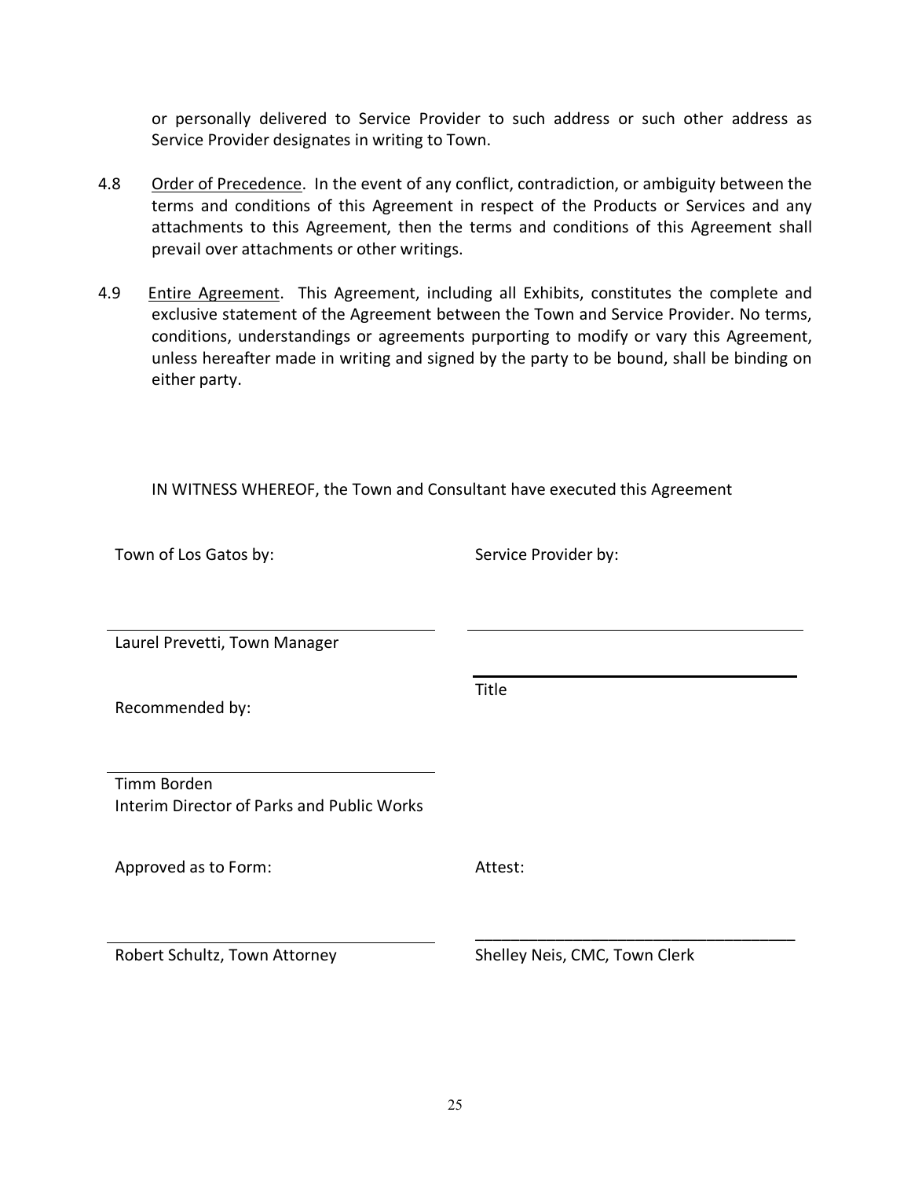or personally delivered to Service Provider to such address or such other address as Service Provider designates in writing to Town.

4.8 Order of Precedence. In the event of any conflict, contradiction, or ambiguity between the terms and conditions of this Agreement in respect of the Products or Services and any attachments to this Agreement, then the terms and conditions of this Agreement shall prevail over attachments or other writings.

4.9 Entire Agreement. This Agreement, including all Exhibits, constitutes the complete and exclusive statement of the Agreement between the Town and Service Provider. No terms, conditions, understandings or agreements purporting to modify or vary this Agreement, unless hereafter made in writing and signed by the party to be bound, shall be binding on either party.

IN WITNESS WHEREOF, the Town and Consultant have executed this Agreement

| Town of Los Gatos by: | Service Provider by: |
|---|---|
| \_\_\_\_\_\_\_\_\_\_\_\_\_\_\_\_\_\_\_\_\_\_\_\_\_\_\_\_\_\_\_\_\_\_\_\_ | \_\_\_\_\_\_\_\_\_\_\_\_\_\_\_\_\_\_\_\_\_\_\_\_\_\_\_\_\_\_\_\_\_\_\_\_ |
| Laurel Prevetti, Town Manager | |
| | \_\_\_\_\_\_\_\_\_\_\_\_\_\_\_\_\_\_\_\_\_\_\_\_\_\_\_\_\_\_\_\_\_\_\_\_ |
| Recommended by: | Title |
| \_\_\_\_\_\_\_\_\_\_\_\_\_\_\_\_\_\_\_\_\_\_\_\_\_\_\_\_\_\_\_\_\_\_\_\_ | |
| Timm Borden<br>Interim Director of Parks and Public Works | |
| Approved as to Form: | Attest: |
| \_\_\_\_\_\_\_\_\_\_\_\_\_\_\_\_\_\_\_\_\_\_\_\_\_\_\_\_\_\_\_\_\_\_\_\_ | \_\_\_\_\_\_\_\_\_\_\_\_\_\_\_\_\_\_\_\_\_\_\_\_\_\_\_\_\_\_\_\_\_\_\_\_ |
| Robert Schultz, Town Attorney | Shelley Neis, CMC, Town Clerk |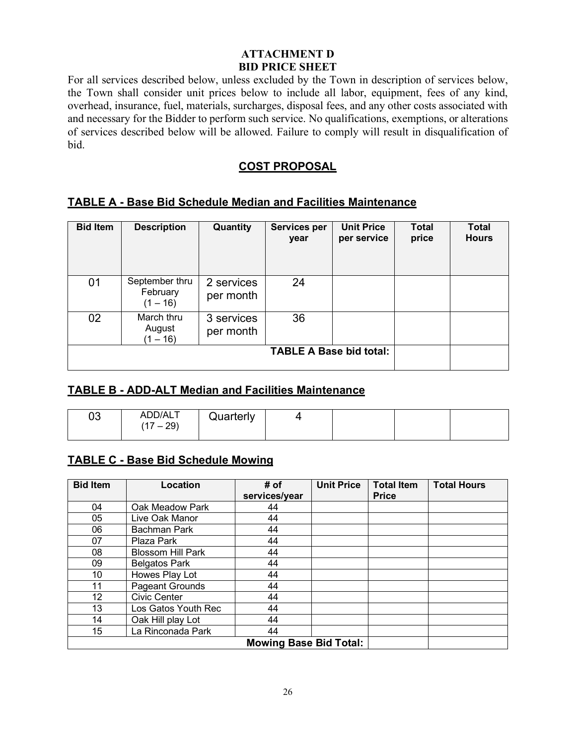**ATTACHMENT D**
**BID PRICE SHEET**

For all services described below, unless excluded by the Town in description of services below, the Town shall consider unit prices below to include all labor, equipment, fees of any kind, overhead, insurance, fuel, materials, surcharges, disposal fees, and any other costs associated with and necessary for the Bidder to perform such service. No qualifications, exemptions, or alterations of services described below will be allowed. Failure to comply will result in disqualification of bid.

## COST PROPOSAL

### TABLE A - Base Bid Schedule Median and Facilities Maintenance

| Bid Item | Description | Quantity | Services per year | Unit Price per service | Total price | Total Hours |
|---|---|---|---|---|---|---|
| 01 | September thru February (1 – 16) | 2 services per month | 24 | | | |
| 02 | March thru August (1 – 16) | 3 services per month | 36 | | | |
| | | | | TABLE A Base bid total: | | |

### TABLE B - ADD-ALT Median and Facilities Maintenance

| | | | | | | |
|---|---|---|---|---|---|---|
| 03 | ADD/ALT (17 – 29) | Quarterly | 4 | | | |

### TABLE C - Base Bid Schedule Mowing

| Bid Item | Location | # of services/year | Unit Price | Total Item Price | Total Hours |
|---|---|---|---|---|---|
| 04 | Oak Meadow Park | 44 | | | |
| 05 | Live Oak Manor | 44 | | | |
| 06 | Bachman Park | 44 | | | |
| 07 | Plaza Park | 44 | | | |
| 08 | Blossom Hill Park | 44 | | | |
| 09 | Belgatos Park | 44 | | | |
| 10 | Howes Play Lot | 44 | | | |
| 11 | Pageant Grounds | 44 | | | |
| 12 | Civic Center | 44 | | | |
| 13 | Los Gatos Youth Rec | 44 | | | |
| 14 | Oak Hill play Lot | 44 | | | |
| 15 | La Rinconada Park | 44 | | | |
| | | Mowing Base Bid Total: | | | |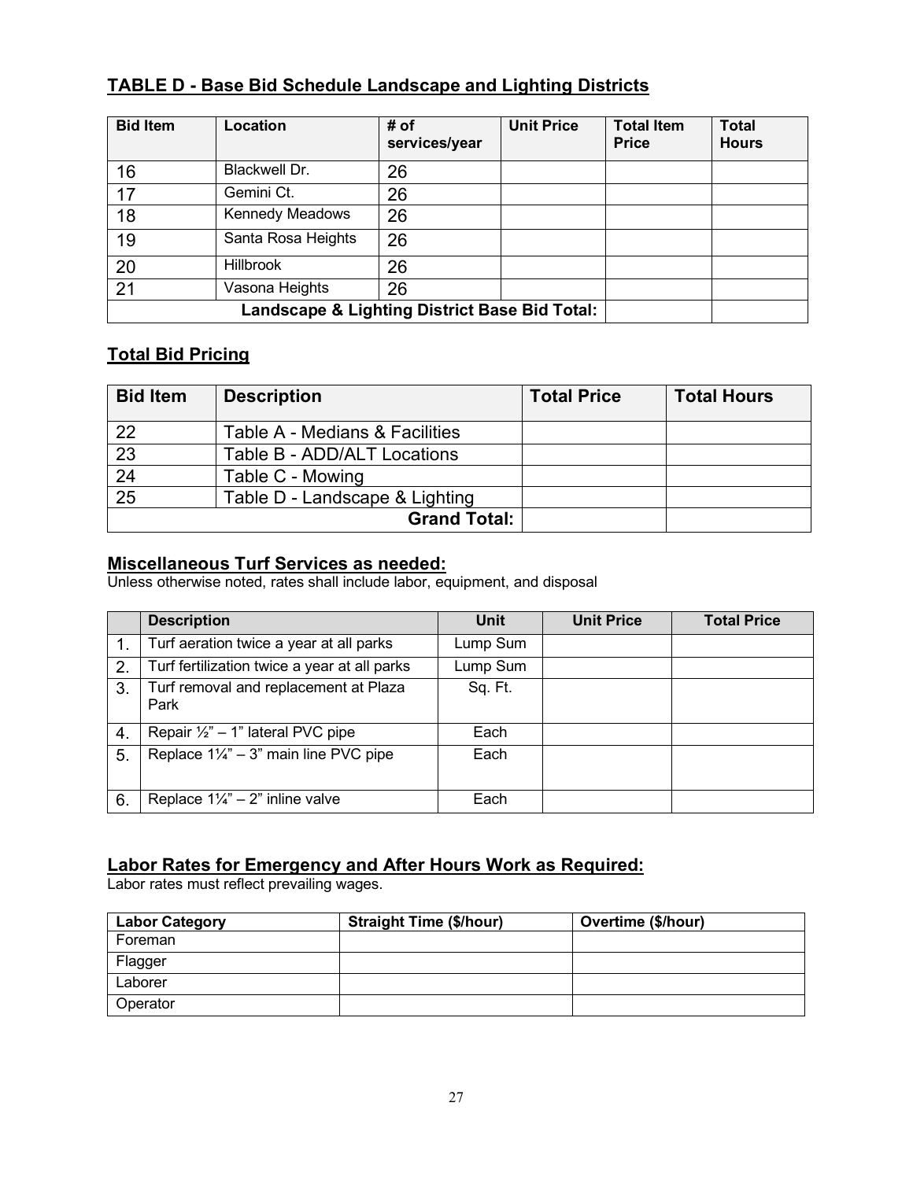## TABLE D - Base Bid Schedule Landscape and Lighting Districts

| Bid Item | Location | # of services/year | Unit Price | Total Item Price | Total Hours |
|---|---|---|---|---|---|
| 16 | Blackwell Dr. | 26 | | | |
| 17 | Gemini Ct. | 26 | | | |
| 18 | Kennedy Meadows | 26 | | | |
| 19 | Santa Rosa Heights | 26 | | | |
| 20 | Hillbrook | 26 | | | |
| 21 | Vasona Heights | 26 | | | |
| | | | **Landscape & Lighting District Base Bid Total:** | | |

## Total Bid Pricing

| Bid Item | Description | Total Price | Total Hours |
|---|---|---|---|
| 22 | Table A - Medians & Facilities | | |
| 23 | Table B - ADD/ALT Locations | | |
| 24 | Table C - Mowing | | |
| 25 | Table D - Landscape & Lighting | | |
| | **Grand Total:** | | |

## Miscellaneous Turf Services as needed:

Unless otherwise noted, rates shall include labor, equipment, and disposal

| | Description | Unit | Unit Price | Total Price |
|---|---|---|---|---|
| 1. | Turf aeration twice a year at all parks | Lump Sum | | |
| 2. | Turf fertilization twice a year at all parks | Lump Sum | | |
| 3. | Turf removal and replacement at Plaza Park | Sq. Ft. | | |
| 4. | Repair ½" – 1" lateral PVC pipe | Each | | |
| 5. | Replace 1¼" – 3" main line PVC pipe | Each | | |
| 6. | Replace 1¼" – 2" inline valve | Each | | |

## Labor Rates for Emergency and After Hours Work as Required:

Labor rates must reflect prevailing wages.

| Labor Category | Straight Time ($/hour) | Overtime ($/hour) |
|---|---|---|
| Foreman | | |
| Flagger | | |
| Laborer | | |
| Operator | | |